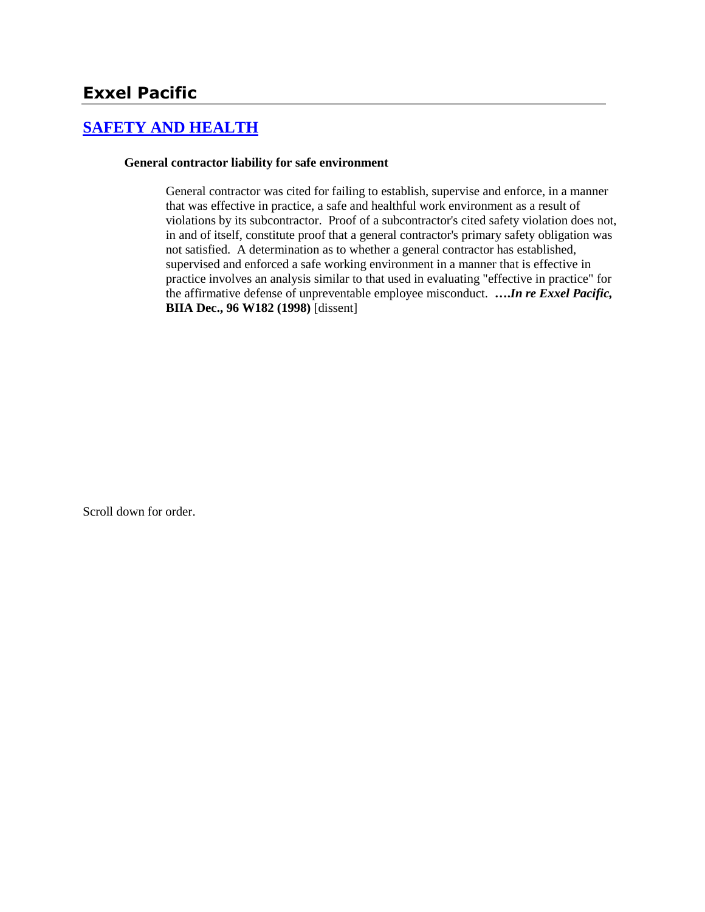# Exxel Pacific

## [SAFETY AND HEALTH](#)

**General contractor liability for safe environment**

General contractor was cited for failing to establish, supervise and enforce, in a manner that was effective in practice, a safe and healthful work environment as a result of violations by its subcontractor. Proof of a subcontractor's cited safety violation does not, in and of itself, constitute proof that a general contractor's primary safety obligation was not satisfied. A determination as to whether a general contractor has established, supervised and enforced a safe working environment in a manner that is effective in practice involves an analysis similar to that used in evaluating "effective in practice" for the affirmative defense of unpreventable employee misconduct. ***….In re Exxel Pacific,* BIIA Dec., 96 W182 (1998)** [dissent]

Scroll down for order.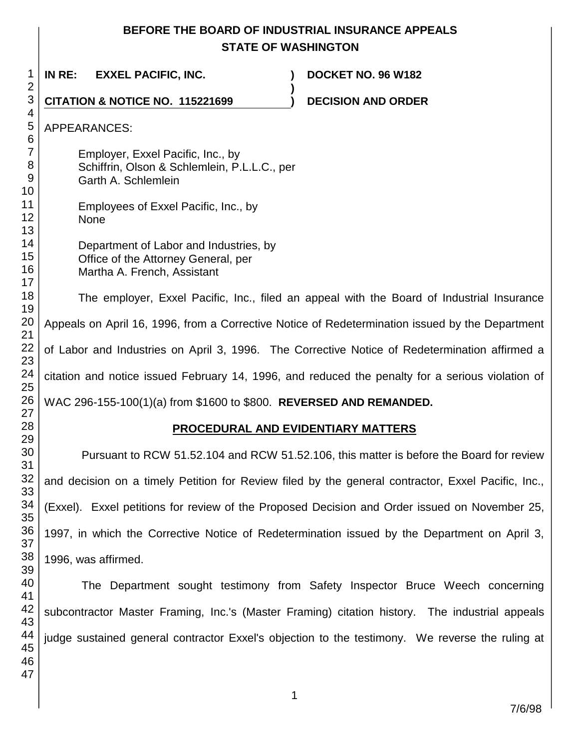**BEFORE THE BOARD OF INDUSTRIAL INSURANCE APPEALS**
**STATE OF WASHINGTON**

**IN RE: EXXEL PACIFIC, INC.** ) **DOCKET NO. 96 W182**
)
**CITATION & NOTICE NO. 115221699** ) **DECISION AND ORDER**

APPEARANCES:

Employer, Exxel Pacific, Inc., by
Schiffrin, Olson & Schlemlein, P.L.L.C., per
Garth A. Schlemlein

Employees of Exxel Pacific, Inc., by
None

Department of Labor and Industries, by
Office of the Attorney General, per
Martha A. French, Assistant

The employer, Exxel Pacific, Inc., filed an appeal with the Board of Industrial Insurance Appeals on April 16, 1996, from a Corrective Notice of Redetermination issued by the Department of Labor and Industries on April 3, 1996. The Corrective Notice of Redetermination affirmed a citation and notice issued February 14, 1996, and reduced the penalty for a serious violation of WAC 296-155-100(1)(a) from $1600 to $800. **REVERSED AND REMANDED.**

## PROCEDURAL AND EVIDENTIARY MATTERS

Pursuant to RCW 51.52.104 and RCW 51.52.106, this matter is before the Board for review and decision on a timely Petition for Review filed by the general contractor, Exxel Pacific, Inc., (Exxel). Exxel petitions for review of the Proposed Decision and Order issued on November 25, 1997, in which the Corrective Notice of Redetermination issued by the Department on April 3, 1996, was affirmed.

The Department sought testimony from Safety Inspector Bruce Weech concerning subcontractor Master Framing, Inc.'s (Master Framing) citation history. The industrial appeals judge sustained general contractor Exxel's objection to the testimony. We reverse the ruling at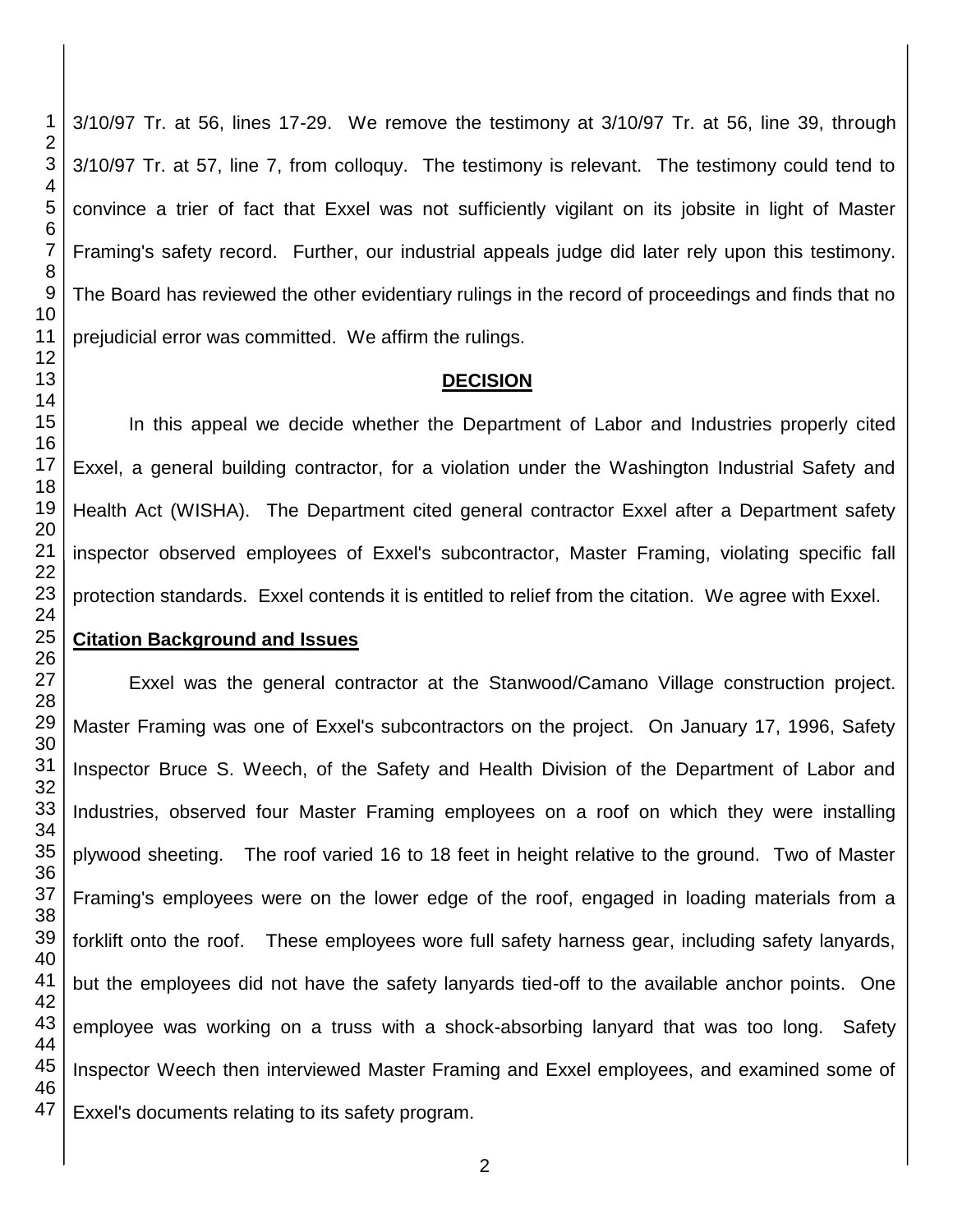3/10/97 Tr. at 56, lines 17-29. We remove the testimony at 3/10/97 Tr. at 56, line 39, through 3/10/97 Tr. at 57, line 7, from colloquy. The testimony is relevant. The testimony could tend to convince a trier of fact that Exxel was not sufficiently vigilant on its jobsite in light of Master Framing's safety record. Further, our industrial appeals judge did later rely upon this testimony. The Board has reviewed the other evidentiary rulings in the record of proceedings and finds that no prejudicial error was committed. We affirm the rulings.

## DECISION

In this appeal we decide whether the Department of Labor and Industries properly cited Exxel, a general building contractor, for a violation under the Washington Industrial Safety and Health Act (WISHA). The Department cited general contractor Exxel after a Department safety inspector observed employees of Exxel's subcontractor, Master Framing, violating specific fall protection standards. Exxel contends it is entitled to relief from the citation. We agree with Exxel.

### Citation Background and Issues

Exxel was the general contractor at the Stanwood/Camano Village construction project. Master Framing was one of Exxel's subcontractors on the project. On January 17, 1996, Safety Inspector Bruce S. Weech, of the Safety and Health Division of the Department of Labor and Industries, observed four Master Framing employees on a roof on which they were installing plywood sheeting. The roof varied 16 to 18 feet in height relative to the ground. Two of Master Framing's employees were on the lower edge of the roof, engaged in loading materials from a forklift onto the roof. These employees wore full safety harness gear, including safety lanyards, but the employees did not have the safety lanyards tied-off to the available anchor points. One employee was working on a truss with a shock-absorbing lanyard that was too long. Safety Inspector Weech then interviewed Master Framing and Exxel employees, and examined some of Exxel's documents relating to its safety program.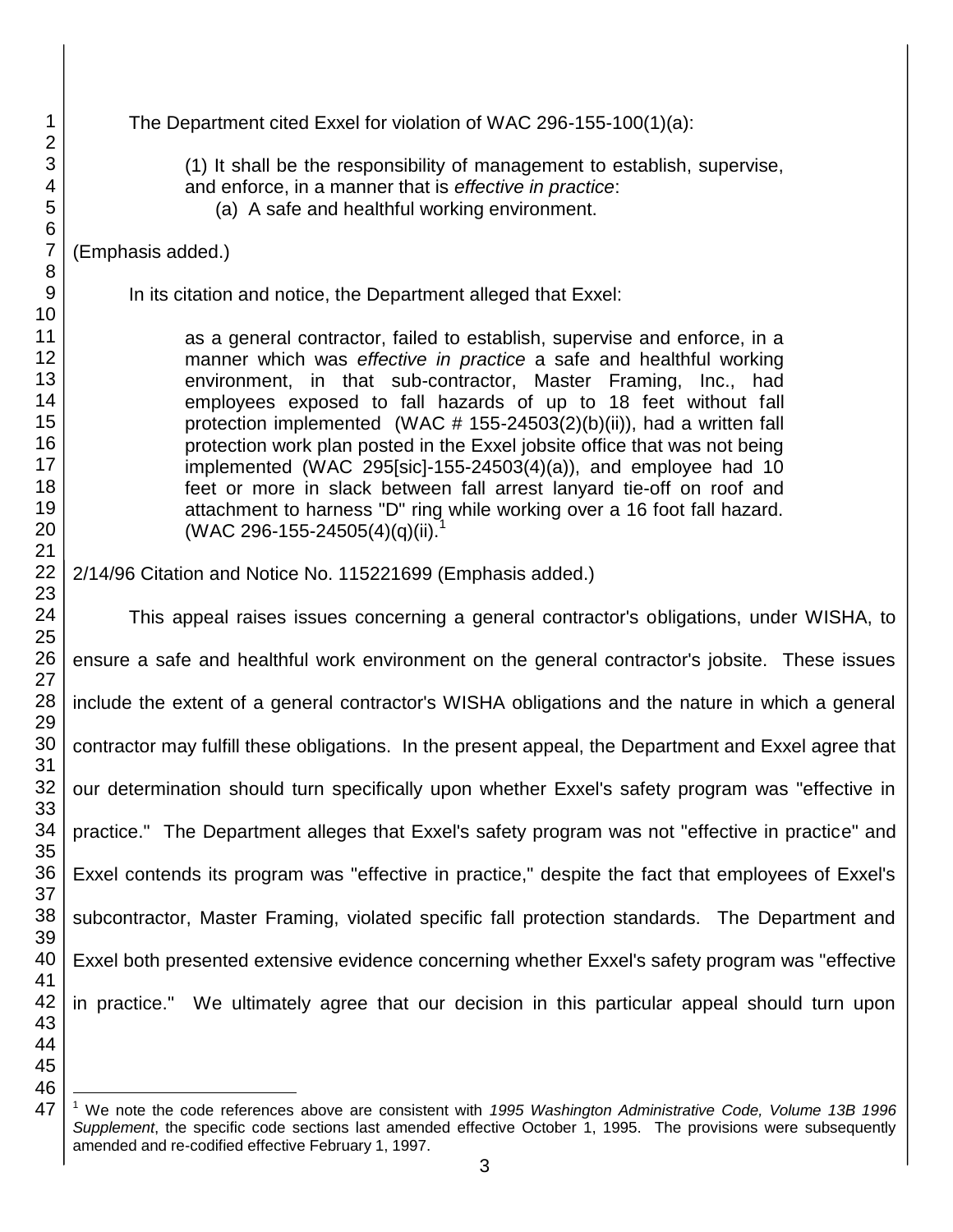The Department cited Exxel for violation of WAC 296-155-100(1)(a):

> (1) It shall be the responsibility of management to establish, supervise, and enforce, in a manner that is *effective in practice*:
> (a) A safe and healthful working environment.

(Emphasis added.)

In its citation and notice, the Department alleged that Exxel:

> as a general contractor, failed to establish, supervise and enforce, in a manner which was *effective in practice* a safe and healthful working environment, in that sub-contractor, Master Framing, Inc., had employees exposed to fall hazards of up to 18 feet without fall protection implemented (WAC # 155-24503(2)(b)(ii)), had a written fall protection work plan posted in the Exxel jobsite office that was not being implemented (WAC 295[sic]-155-24503(4)(a)), and employee had 10 feet or more in slack between fall arrest lanyard tie-off on roof and attachment to harness "D" ring while working over a 16 foot fall hazard. (WAC 296-155-24505(4)(q)(ii).[1]

2/14/96 Citation and Notice No. 115221699 (Emphasis added.)

This appeal raises issues concerning a general contractor's obligations, under WISHA, to ensure a safe and healthful work environment on the general contractor's jobsite. These issues include the extent of a general contractor's WISHA obligations and the nature in which a general contractor may fulfill these obligations. In the present appeal, the Department and Exxel agree that our determination should turn specifically upon whether Exxel's safety program was "effective in practice." The Department alleges that Exxel's safety program was not "effective in practice" and Exxel contends its program was "effective in practice," despite the fact that employees of Exxel's subcontractor, Master Framing, violated specific fall protection standards. The Department and Exxel both presented extensive evidence concerning whether Exxel's safety program was "effective in practice." We ultimately agree that our decision in this particular appeal should turn upon

---

[1] We note the code references above are consistent with *1995 Washington Administrative Code, Volume 13B 1996 Supplement*, the specific code sections last amended effective October 1, 1995. The provisions were subsequently amended and re-codified effective February 1, 1997.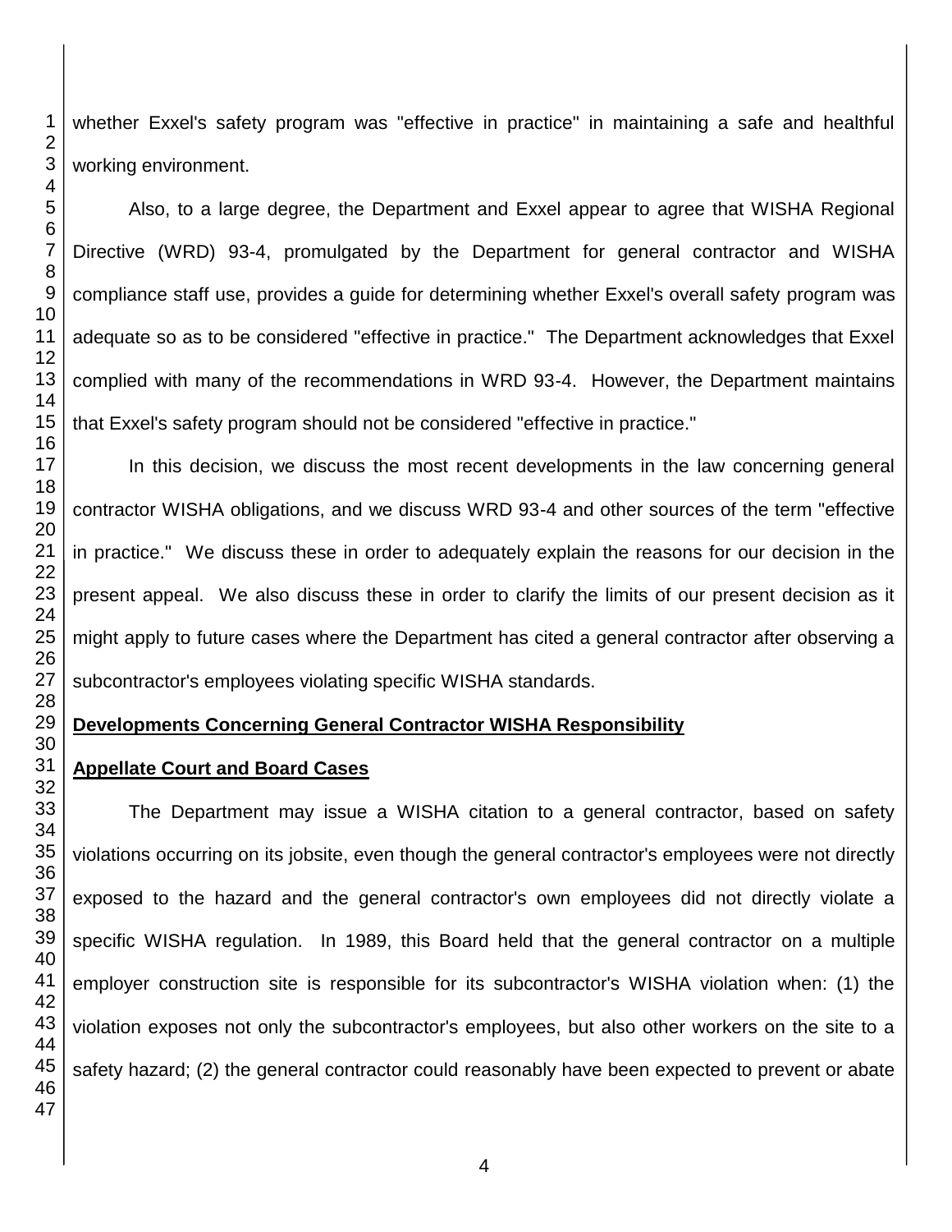whether Exxel's safety program was "effective in practice" in maintaining a safe and healthful working environment.

Also, to a large degree, the Department and Exxel appear to agree that WISHA Regional Directive (WRD) 93-4, promulgated by the Department for general contractor and WISHA compliance staff use, provides a guide for determining whether Exxel's overall safety program was adequate so as to be considered "effective in practice." The Department acknowledges that Exxel complied with many of the recommendations in WRD 93-4. However, the Department maintains that Exxel's safety program should not be considered "effective in practice."

In this decision, we discuss the most recent developments in the law concerning general contractor WISHA obligations, and we discuss WRD 93-4 and other sources of the term "effective in practice." We discuss these in order to adequately explain the reasons for our decision in the present appeal. We also discuss these in order to clarify the limits of our present decision as it might apply to future cases where the Department has cited a general contractor after observing a subcontractor's employees violating specific WISHA standards.

**Developments Concerning General Contractor WISHA Responsibility**

**Appellate Court and Board Cases**

The Department may issue a WISHA citation to a general contractor, based on safety violations occurring on its jobsite, even though the general contractor's employees were not directly exposed to the hazard and the general contractor's own employees did not directly violate a specific WISHA regulation. In 1989, this Board held that the general contractor on a multiple employer construction site is responsible for its subcontractor's WISHA violation when: (1) the violation exposes not only the subcontractor's employees, but also other workers on the site to a safety hazard; (2) the general contractor could reasonably have been expected to prevent or abate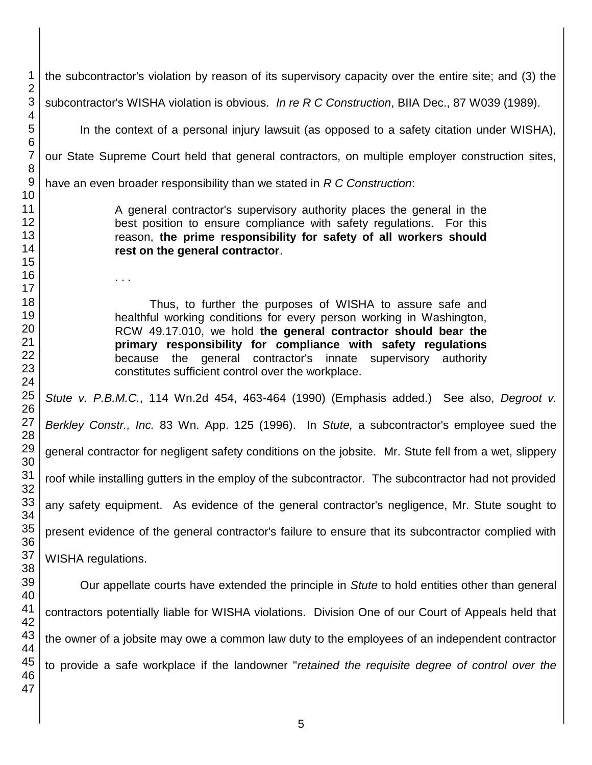the subcontractor's violation by reason of its supervisory capacity over the entire site; and (3) the subcontractor's WISHA violation is obvious. *In re R C Construction*, BIIA Dec., 87 W039 (1989).

In the context of a personal injury lawsuit (as opposed to a safety citation under WISHA), our State Supreme Court held that general contractors, on multiple employer construction sites, have an even broader responsibility than we stated in *R C Construction*:

> A general contractor's supervisory authority places the general in the best position to ensure compliance with safety regulations. For this reason, **the prime responsibility for safety of all workers should rest on the general contractor**.
>
> . . .
>
> Thus, to further the purposes of WISHA to assure safe and healthful working conditions for every person working in Washington, RCW 49.17.010, we hold **the general contractor should bear the primary responsibility for compliance with safety regulations** because the general contractor's innate supervisory authority constitutes sufficient control over the workplace.

*Stute v. P.B.M.C.*, 114 Wn.2d 454, 463-464 (1990) (Emphasis added.) See also, *Degroot v. Berkley Constr., Inc.* 83 Wn. App. 125 (1996). In *Stute,* a subcontractor's employee sued the general contractor for negligent safety conditions on the jobsite. Mr. Stute fell from a wet, slippery roof while installing gutters in the employ of the subcontractor. The subcontractor had not provided any safety equipment. As evidence of the general contractor's negligence, Mr. Stute sought to present evidence of the general contractor's failure to ensure that its subcontractor complied with WISHA regulations.

Our appellate courts have extended the principle in *Stute* to hold entities other than general contractors potentially liable for WISHA violations. Division One of our Court of Appeals held that the owner of a jobsite may owe a common law duty to the employees of an independent contractor to provide a safe workplace if the landowner "*retained the requisite degree of control over the*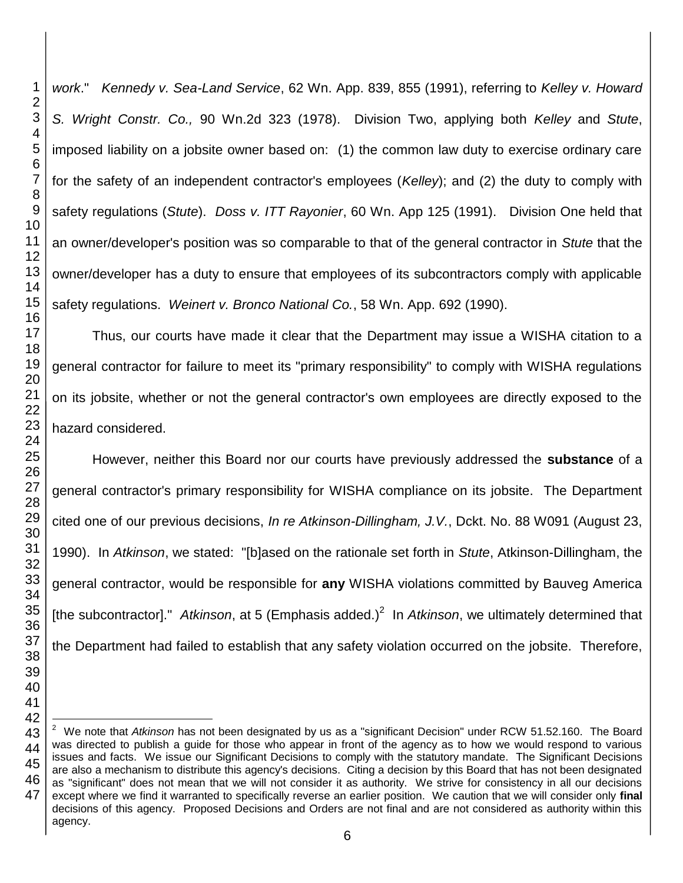*work*." *Kennedy v. Sea-Land Service*, 62 Wn. App. 839, 855 (1991), referring to *Kelley v. Howard S. Wright Constr. Co.,* 90 Wn.2d 323 (1978). Division Two, applying both *Kelley* and *Stute*, imposed liability on a jobsite owner based on: (1) the common law duty to exercise ordinary care for the safety of an independent contractor's employees (*Kelley*); and (2) the duty to comply with safety regulations (*Stute*). *Doss v. ITT Rayonier*, 60 Wn. App 125 (1991). Division One held that an owner/developer's position was so comparable to that of the general contractor in *Stute* that the owner/developer has a duty to ensure that employees of its subcontractors comply with applicable safety regulations. *Weinert v. Bronco National Co.*, 58 Wn. App. 692 (1990).

Thus, our courts have made it clear that the Department may issue a WISHA citation to a general contractor for failure to meet its "primary responsibility" to comply with WISHA regulations on its jobsite, whether or not the general contractor's own employees are directly exposed to the hazard considered.

However, neither this Board nor our courts have previously addressed the **substance** of a general contractor's primary responsibility for WISHA compliance on its jobsite. The Department cited one of our previous decisions, *In re Atkinson-Dillingham, J.V.*, Dckt. No. 88 W091 (August 23, 1990). In *Atkinson*, we stated: "[b]ased on the rationale set forth in *Stute*, Atkinson-Dillingham, the general contractor, would be responsible for **any** WISHA violations committed by Bauveg America [the subcontractor]." *Atkinson*, at 5 (Emphasis added.)[2] In *Atkinson*, we ultimately determined that the Department had failed to establish that any safety violation occurred on the jobsite. Therefore,

[2] We note that *Atkinson* has not been designated by us as a "significant Decision" under RCW 51.52.160. The Board was directed to publish a guide for those who appear in front of the agency as to how we would respond to various issues and facts. We issue our Significant Decisions to comply with the statutory mandate. The Significant Decisions are also a mechanism to distribute this agency's decisions. Citing a decision by this Board that has not been designated as "significant" does not mean that we will not consider it as authority. We strive for consistency in all our decisions except where we find it warranted to specifically reverse an earlier position. We caution that we will consider only **final** decisions of this agency. Proposed Decisions and Orders are not final and are not considered as authority within this agency.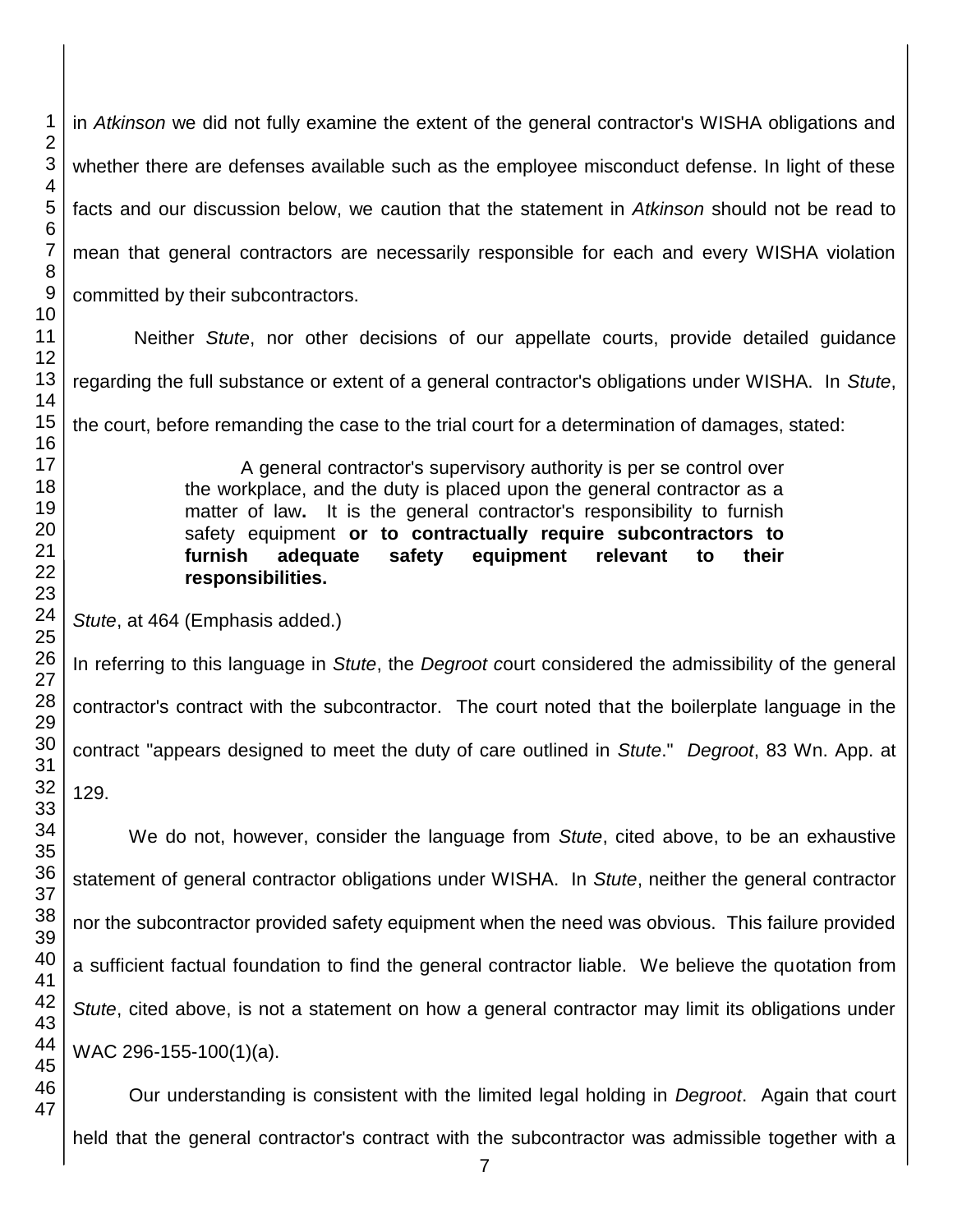in *Atkinson* we did not fully examine the extent of the general contractor's WISHA obligations and whether there are defenses available such as the employee misconduct defense. In light of these facts and our discussion below, we caution that the statement in *Atkinson* should not be read to mean that general contractors are necessarily responsible for each and every WISHA violation committed by their subcontractors.

Neither *Stute*, nor other decisions of our appellate courts, provide detailed guidance regarding the full substance or extent of a general contractor's obligations under WISHA. In *Stute*, the court, before remanding the case to the trial court for a determination of damages, stated:

> A general contractor's supervisory authority is per se control over the workplace, and the duty is placed upon the general contractor as a matter of law**.** It is the general contractor's responsibility to furnish safety equipment **or to contractually require subcontractors to furnish adequate safety equipment relevant to their responsibilities.**

*Stute*, at 464 (Emphasis added.)

In referring to this language in *Stute*, the *Degroot c*ourt considered the admissibility of the general contractor's contract with the subcontractor. The court noted that the boilerplate language in the contract "appears designed to meet the duty of care outlined in *Stute*." *Degroot*, 83 Wn. App. at 129.

We do not, however, consider the language from *Stute*, cited above, to be an exhaustive statement of general contractor obligations under WISHA. In *Stute*, neither the general contractor nor the subcontractor provided safety equipment when the need was obvious. This failure provided a sufficient factual foundation to find the general contractor liable. We believe the quotation from *Stute*, cited above, is not a statement on how a general contractor may limit its obligations under WAC 296-155-100(1)(a).

Our understanding is consistent with the limited legal holding in *Degroot*. Again that court held that the general contractor's contract with the subcontractor was admissible together with a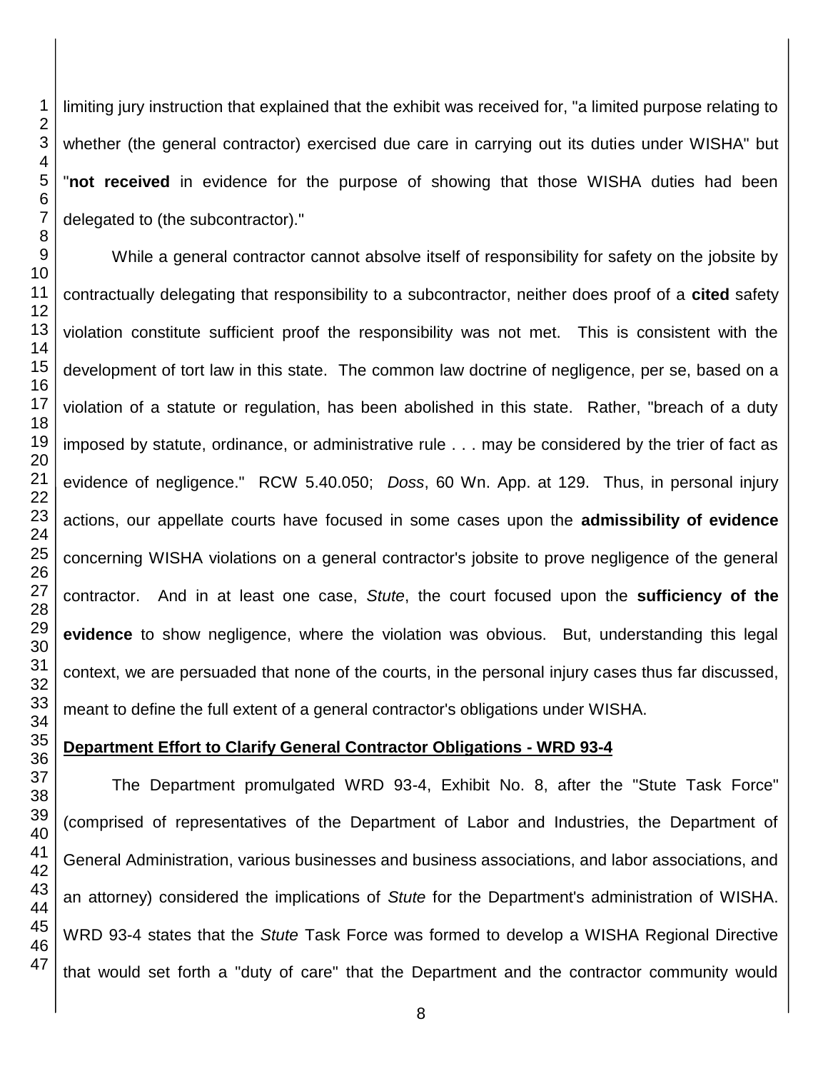limiting jury instruction that explained that the exhibit was received for, "a limited purpose relating to whether (the general contractor) exercised due care in carrying out its duties under WISHA" but "**not received** in evidence for the purpose of showing that those WISHA duties had been delegated to (the subcontractor)."

While a general contractor cannot absolve itself of responsibility for safety on the jobsite by contractually delegating that responsibility to a subcontractor, neither does proof of a **cited** safety violation constitute sufficient proof the responsibility was not met. This is consistent with the development of tort law in this state. The common law doctrine of negligence, per se, based on a violation of a statute or regulation, has been abolished in this state. Rather, "breach of a duty imposed by statute, ordinance, or administrative rule . . . may be considered by the trier of fact as evidence of negligence." RCW 5.40.050; *Doss*, 60 Wn. App. at 129. Thus, in personal injury actions, our appellate courts have focused in some cases upon the **admissibility of evidence** concerning WISHA violations on a general contractor's jobsite to prove negligence of the general contractor. And in at least one case, *Stute*, the court focused upon the **sufficiency of the evidence** to show negligence, where the violation was obvious. But, understanding this legal context, we are persuaded that none of the courts, in the personal injury cases thus far discussed, meant to define the full extent of a general contractor's obligations under WISHA.

**Department Effort to Clarify General Contractor Obligations - WRD 93-4**

The Department promulgated WRD 93-4, Exhibit No. 8, after the "Stute Task Force" (comprised of representatives of the Department of Labor and Industries, the Department of General Administration, various businesses and business associations, and labor associations, and an attorney) considered the implications of *Stute* for the Department's administration of WISHA. WRD 93-4 states that the *Stute* Task Force was formed to develop a WISHA Regional Directive that would set forth a "duty of care" that the Department and the contractor community would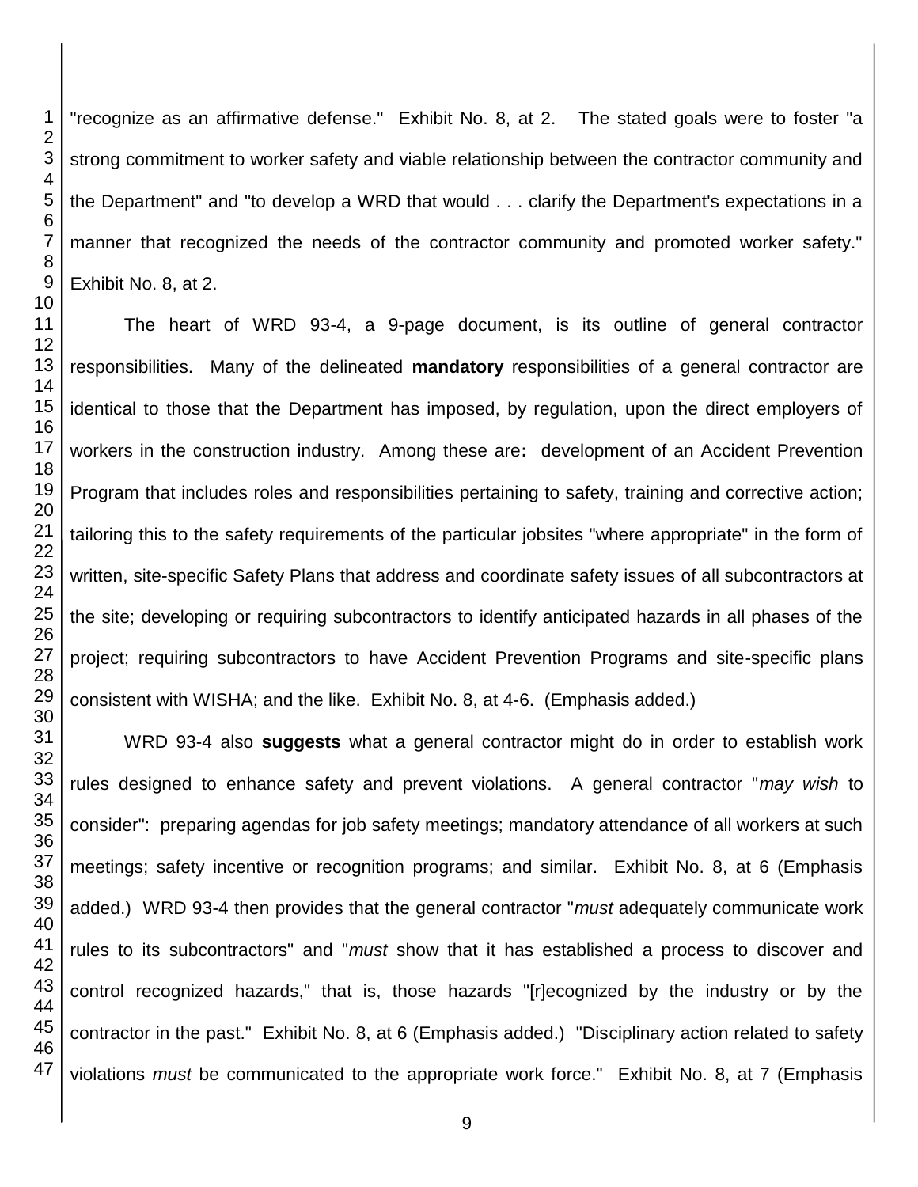"recognize as an affirmative defense." Exhibit No. 8, at 2. The stated goals were to foster "a strong commitment to worker safety and viable relationship between the contractor community and the Department" and "to develop a WRD that would . . . clarify the Department's expectations in a manner that recognized the needs of the contractor community and promoted worker safety." Exhibit No. 8, at 2.

The heart of WRD 93-4, a 9-page document, is its outline of general contractor responsibilities. Many of the delineated **mandatory** responsibilities of a general contractor are identical to those that the Department has imposed, by regulation, upon the direct employers of workers in the construction industry. Among these are**:** development of an Accident Prevention Program that includes roles and responsibilities pertaining to safety, training and corrective action; tailoring this to the safety requirements of the particular jobsites "where appropriate" in the form of written, site-specific Safety Plans that address and coordinate safety issues of all subcontractors at the site; developing or requiring subcontractors to identify anticipated hazards in all phases of the project; requiring subcontractors to have Accident Prevention Programs and site-specific plans consistent with WISHA; and the like. Exhibit No. 8, at 4-6. (Emphasis added.)

WRD 93-4 also **suggests** what a general contractor might do in order to establish work rules designed to enhance safety and prevent violations. A general contractor "*may wish* to consider": preparing agendas for job safety meetings; mandatory attendance of all workers at such meetings; safety incentive or recognition programs; and similar. Exhibit No. 8, at 6 (Emphasis added.) WRD 93-4 then provides that the general contractor "*must* adequately communicate work rules to its subcontractors" and "*must* show that it has established a process to discover and control recognized hazards," that is, those hazards "[r]ecognized by the industry or by the contractor in the past." Exhibit No. 8, at 6 (Emphasis added.) "Disciplinary action related to safety violations *must* be communicated to the appropriate work force." Exhibit No. 8, at 7 (Emphasis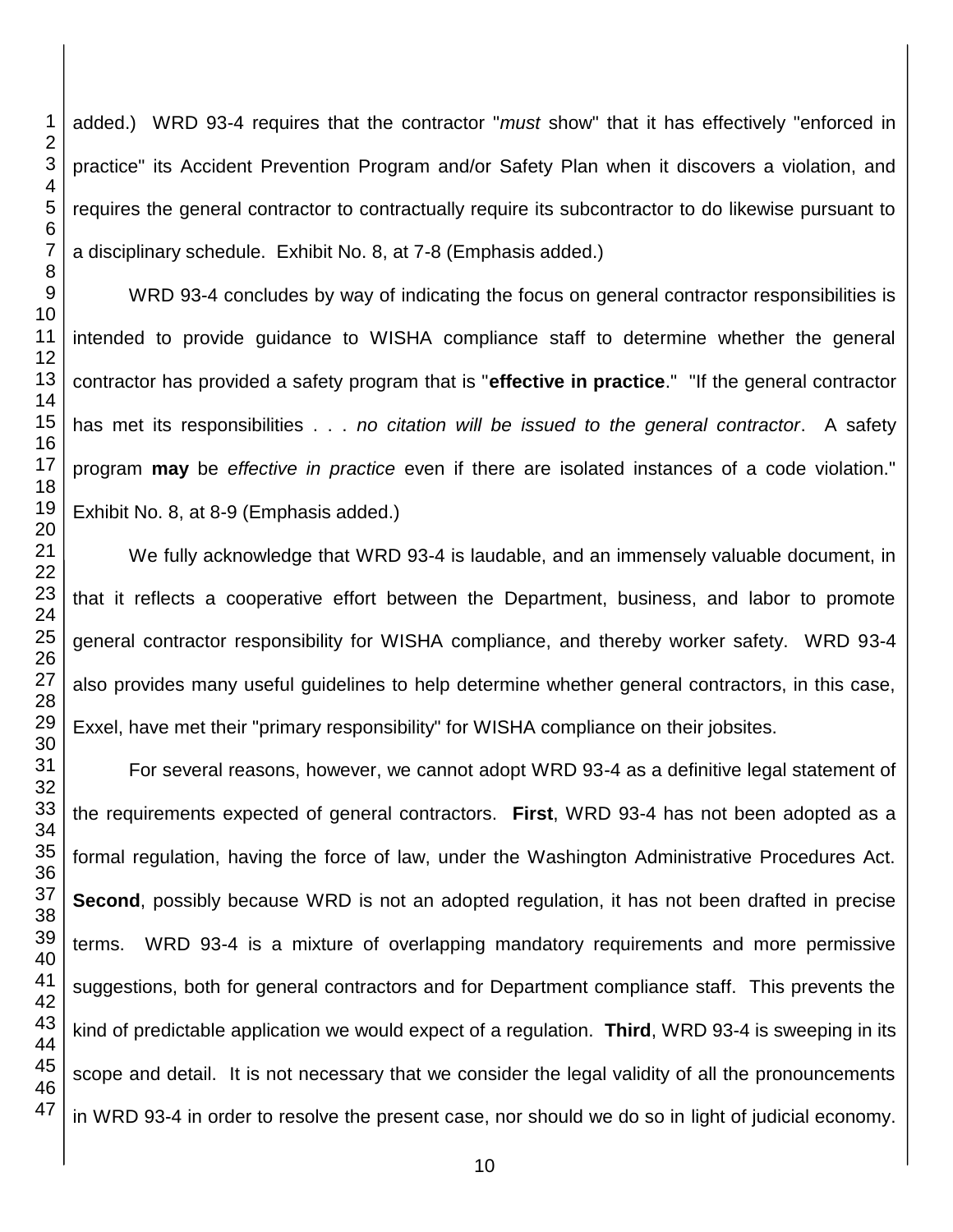added.) WRD 93-4 requires that the contractor "*must* show" that it has effectively "enforced in practice" its Accident Prevention Program and/or Safety Plan when it discovers a violation, and requires the general contractor to contractually require its subcontractor to do likewise pursuant to a disciplinary schedule. Exhibit No. 8, at 7-8 (Emphasis added.)

WRD 93-4 concludes by way of indicating the focus on general contractor responsibilities is intended to provide guidance to WISHA compliance staff to determine whether the general contractor has provided a safety program that is "**effective in practice**." "If the general contractor has met its responsibilities . . . *no citation will be issued to the general contractor*. A safety program **may** be *effective in practice* even if there are isolated instances of a code violation." Exhibit No. 8, at 8-9 (Emphasis added.)

We fully acknowledge that WRD 93-4 is laudable, and an immensely valuable document, in that it reflects a cooperative effort between the Department, business, and labor to promote general contractor responsibility for WISHA compliance, and thereby worker safety. WRD 93-4 also provides many useful guidelines to help determine whether general contractors, in this case, Exxel, have met their "primary responsibility" for WISHA compliance on their jobsites.

For several reasons, however, we cannot adopt WRD 93-4 as a definitive legal statement of the requirements expected of general contractors. **First**, WRD 93-4 has not been adopted as a formal regulation, having the force of law, under the Washington Administrative Procedures Act. **Second**, possibly because WRD is not an adopted regulation, it has not been drafted in precise terms. WRD 93-4 is a mixture of overlapping mandatory requirements and more permissive suggestions, both for general contractors and for Department compliance staff. This prevents the kind of predictable application we would expect of a regulation. **Third**, WRD 93-4 is sweeping in its scope and detail. It is not necessary that we consider the legal validity of all the pronouncements in WRD 93-4 in order to resolve the present case, nor should we do so in light of judicial economy.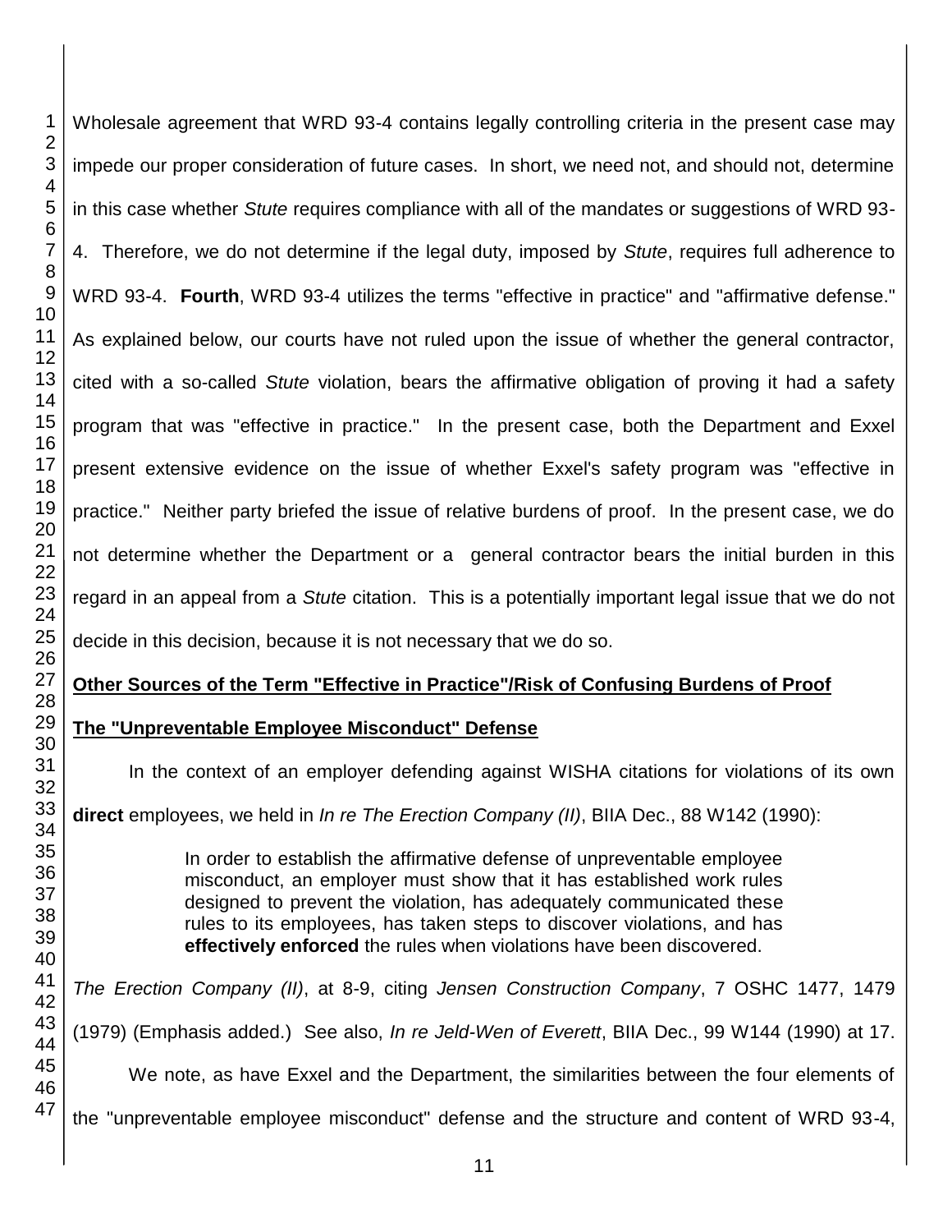Wholesale agreement that WRD 93-4 contains legally controlling criteria in the present case may impede our proper consideration of future cases. In short, we need not, and should not, determine in this case whether *Stute* requires compliance with all of the mandates or suggestions of WRD 93-4. Therefore, we do not determine if the legal duty, imposed by *Stute*, requires full adherence to WRD 93-4. **Fourth**, WRD 93-4 utilizes the terms "effective in practice" and "affirmative defense." As explained below, our courts have not ruled upon the issue of whether the general contractor, cited with a so-called *Stute* violation, bears the affirmative obligation of proving it had a safety program that was "effective in practice." In the present case, both the Department and Exxel present extensive evidence on the issue of whether Exxel's safety program was "effective in practice." Neither party briefed the issue of relative burdens of proof. In the present case, we do not determine whether the Department or a general contractor bears the initial burden in this regard in an appeal from a *Stute* citation. This is a potentially important legal issue that we do not decide in this decision, because it is not necessary that we do so.

**Other Sources of the Term "Effective in Practice"/Risk of Confusing Burdens of Proof**

**The "Unpreventable Employee Misconduct" Defense**

In the context of an employer defending against WISHA citations for violations of its own **direct** employees, we held in *In re The Erection Company (II)*, BIIA Dec., 88 W142 (1990):

> In order to establish the affirmative defense of unpreventable employee misconduct, an employer must show that it has established work rules designed to prevent the violation, has adequately communicated these rules to its employees, has taken steps to discover violations, and has **effectively enforced** the rules when violations have been discovered.

*The Erection Company (II)*, at 8-9, citing *Jensen Construction Company*, 7 OSHC 1477, 1479 (1979) (Emphasis added.) See also, *In re Jeld-Wen of Everett*, BIIA Dec., 99 W144 (1990) at 17.

We note, as have Exxel and the Department, the similarities between the four elements of the "unpreventable employee misconduct" defense and the structure and content of WRD 93-4,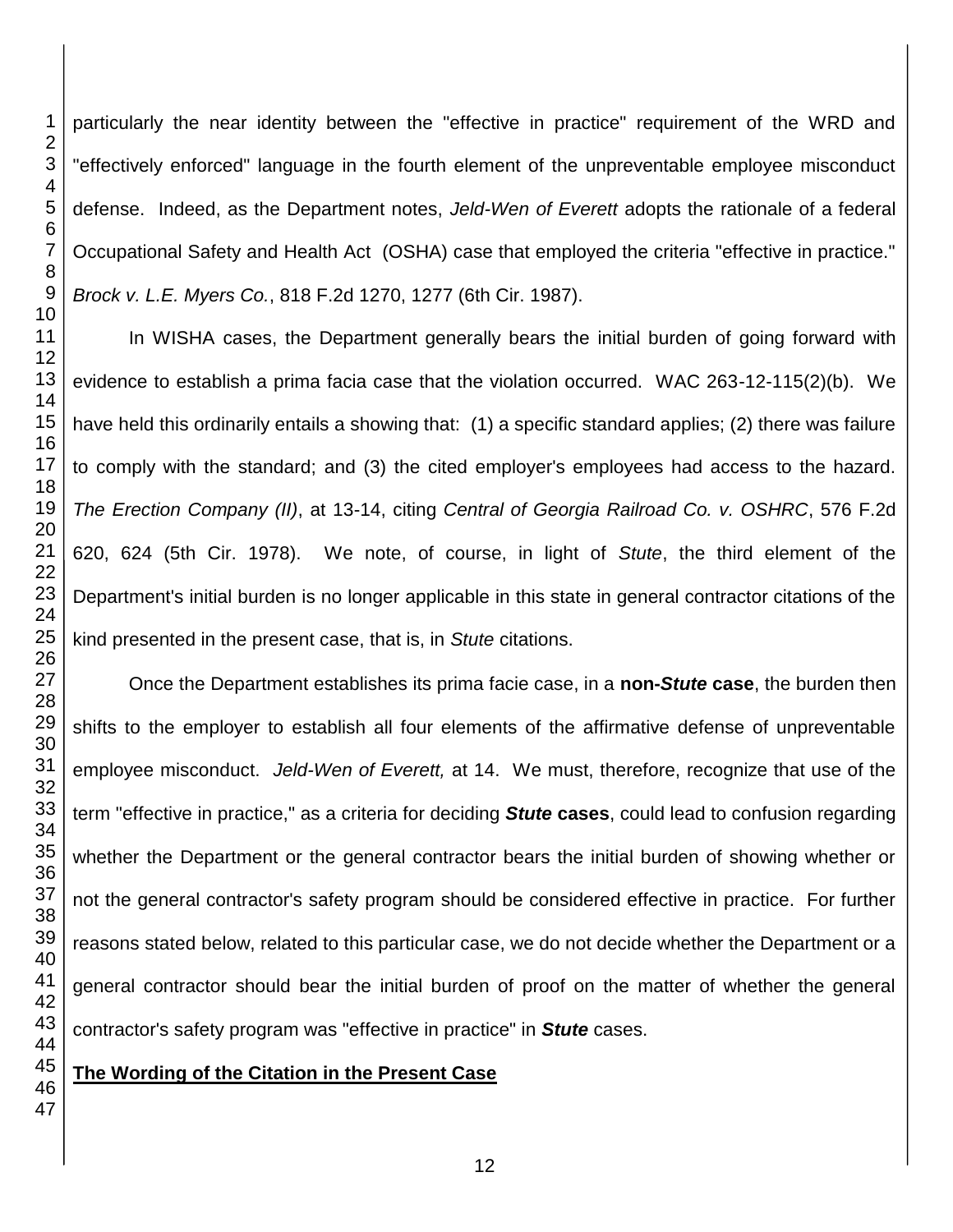particularly the near identity between the "effective in practice" requirement of the WRD and "effectively enforced" language in the fourth element of the unpreventable employee misconduct defense. Indeed, as the Department notes, *Jeld-Wen of Everett* adopts the rationale of a federal Occupational Safety and Health Act (OSHA) case that employed the criteria "effective in practice." *Brock v. L.E. Myers Co.*, 818 F.2d 1270, 1277 (6th Cir. 1987).

In WISHA cases, the Department generally bears the initial burden of going forward with evidence to establish a prima facia case that the violation occurred. WAC 263-12-115(2)(b). We have held this ordinarily entails a showing that: (1) a specific standard applies; (2) there was failure to comply with the standard; and (3) the cited employer's employees had access to the hazard. *The Erection Company (II)*, at 13-14, citing *Central of Georgia Railroad Co. v. OSHRC*, 576 F.2d 620, 624 (5th Cir. 1978). We note, of course, in light of *Stute*, the third element of the Department's initial burden is no longer applicable in this state in general contractor citations of the kind presented in the present case, that is, in *Stute* citations.

Once the Department establishes its prima facie case, in a **non-*Stute* case**, the burden then shifts to the employer to establish all four elements of the affirmative defense of unpreventable employee misconduct. *Jeld-Wen of Everett,* at 14. We must, therefore, recognize that use of the term "effective in practice," as a criteria for deciding ***Stute* cases**, could lead to confusion regarding whether the Department or the general contractor bears the initial burden of showing whether or not the general contractor's safety program should be considered effective in practice. For further reasons stated below, related to this particular case, we do not decide whether the Department or a general contractor should bear the initial burden of proof on the matter of whether the general contractor's safety program was "effective in practice" in ***Stute*** cases.

**The Wording of the Citation in the Present Case**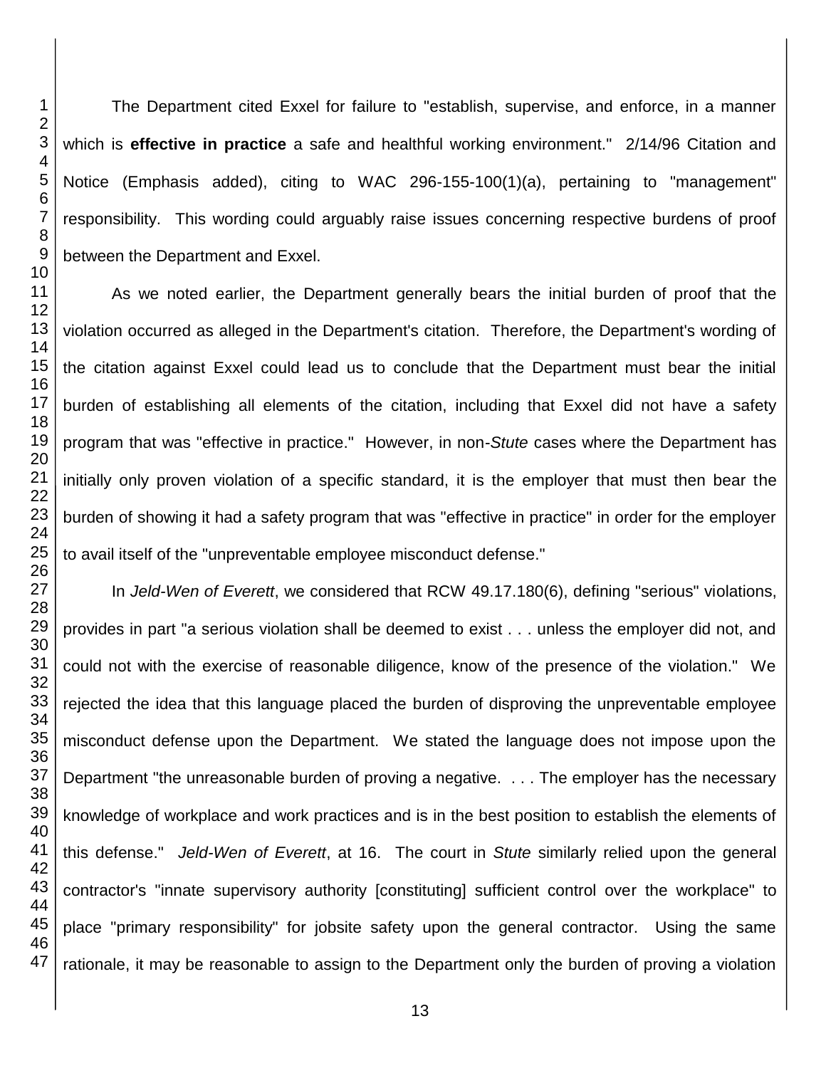The Department cited Exxel for failure to "establish, supervise, and enforce, in a manner which is **effective in practice** a safe and healthful working environment." 2/14/96 Citation and Notice (Emphasis added), citing to WAC 296-155-100(1)(a), pertaining to "management" responsibility. This wording could arguably raise issues concerning respective burdens of proof between the Department and Exxel.

As we noted earlier, the Department generally bears the initial burden of proof that the violation occurred as alleged in the Department's citation. Therefore, the Department's wording of the citation against Exxel could lead us to conclude that the Department must bear the initial burden of establishing all elements of the citation, including that Exxel did not have a safety program that was "effective in practice." However, in non-*Stute* cases where the Department has initially only proven violation of a specific standard, it is the employer that must then bear the burden of showing it had a safety program that was "effective in practice" in order for the employer to avail itself of the "unpreventable employee misconduct defense."

In *Jeld-Wen of Everett*, we considered that RCW 49.17.180(6), defining "serious" violations, provides in part "a serious violation shall be deemed to exist . . . unless the employer did not, and could not with the exercise of reasonable diligence, know of the presence of the violation." We rejected the idea that this language placed the burden of disproving the unpreventable employee misconduct defense upon the Department. We stated the language does not impose upon the Department "the unreasonable burden of proving a negative. . . . The employer has the necessary knowledge of workplace and work practices and is in the best position to establish the elements of this defense." *Jeld-Wen of Everett*, at 16. The court in *Stute* similarly relied upon the general contractor's "innate supervisory authority [constituting] sufficient control over the workplace" to place "primary responsibility" for jobsite safety upon the general contractor. Using the same rationale, it may be reasonable to assign to the Department only the burden of proving a violation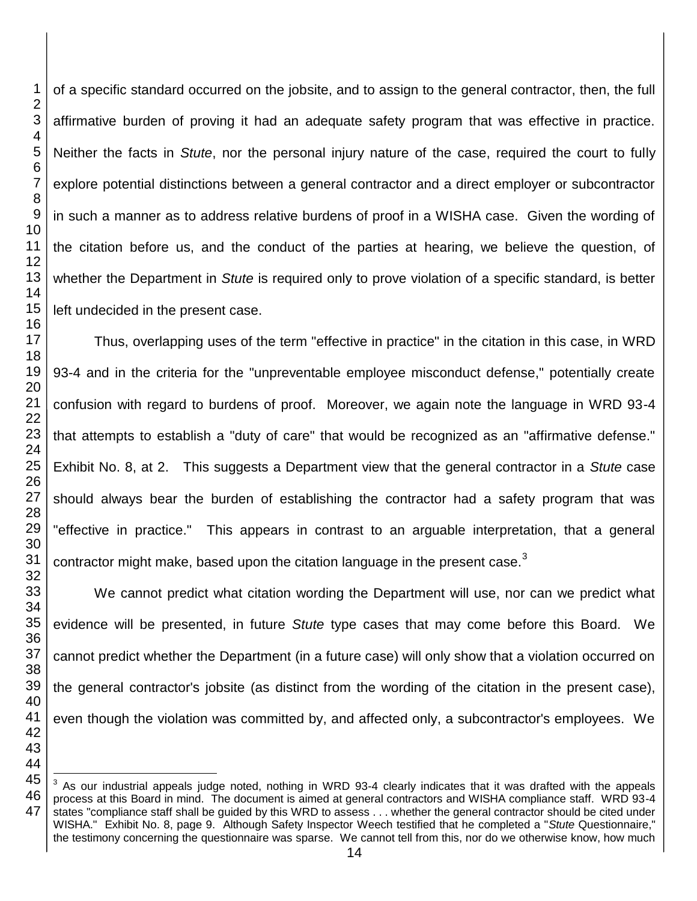of a specific standard occurred on the jobsite, and to assign to the general contractor, then, the full affirmative burden of proving it had an adequate safety program that was effective in practice. Neither the facts in *Stute*, nor the personal injury nature of the case, required the court to fully explore potential distinctions between a general contractor and a direct employer or subcontractor in such a manner as to address relative burdens of proof in a WISHA case. Given the wording of the citation before us, and the conduct of the parties at hearing, we believe the question, of whether the Department in *Stute* is required only to prove violation of a specific standard, is better left undecided in the present case.

Thus, overlapping uses of the term "effective in practice" in the citation in this case, in WRD 93-4 and in the criteria for the "unpreventable employee misconduct defense," potentially create confusion with regard to burdens of proof. Moreover, we again note the language in WRD 93-4 that attempts to establish a "duty of care" that would be recognized as an "affirmative defense." Exhibit No. 8, at 2. This suggests a Department view that the general contractor in a *Stute* case should always bear the burden of establishing the contractor had a safety program that was "effective in practice." This appears in contrast to an arguable interpretation, that a general contractor might make, based upon the citation language in the present case.[3]

We cannot predict what citation wording the Department will use, nor can we predict what evidence will be presented, in future *Stute* type cases that may come before this Board. We cannot predict whether the Department (in a future case) will only show that a violation occurred on the general contractor's jobsite (as distinct from the wording of the citation in the present case), even though the violation was committed by, and affected only, a subcontractor's employees. We

[3] As our industrial appeals judge noted, nothing in WRD 93-4 clearly indicates that it was drafted with the appeals process at this Board in mind. The document is aimed at general contractors and WISHA compliance staff. WRD 93-4 states "compliance staff shall be guided by this WRD to assess . . . whether the general contractor should be cited under WISHA." Exhibit No. 8, page 9. Although Safety Inspector Weech testified that he completed a "*Stute* Questionnaire," the testimony concerning the questionnaire was sparse. We cannot tell from this, nor do we otherwise know, how much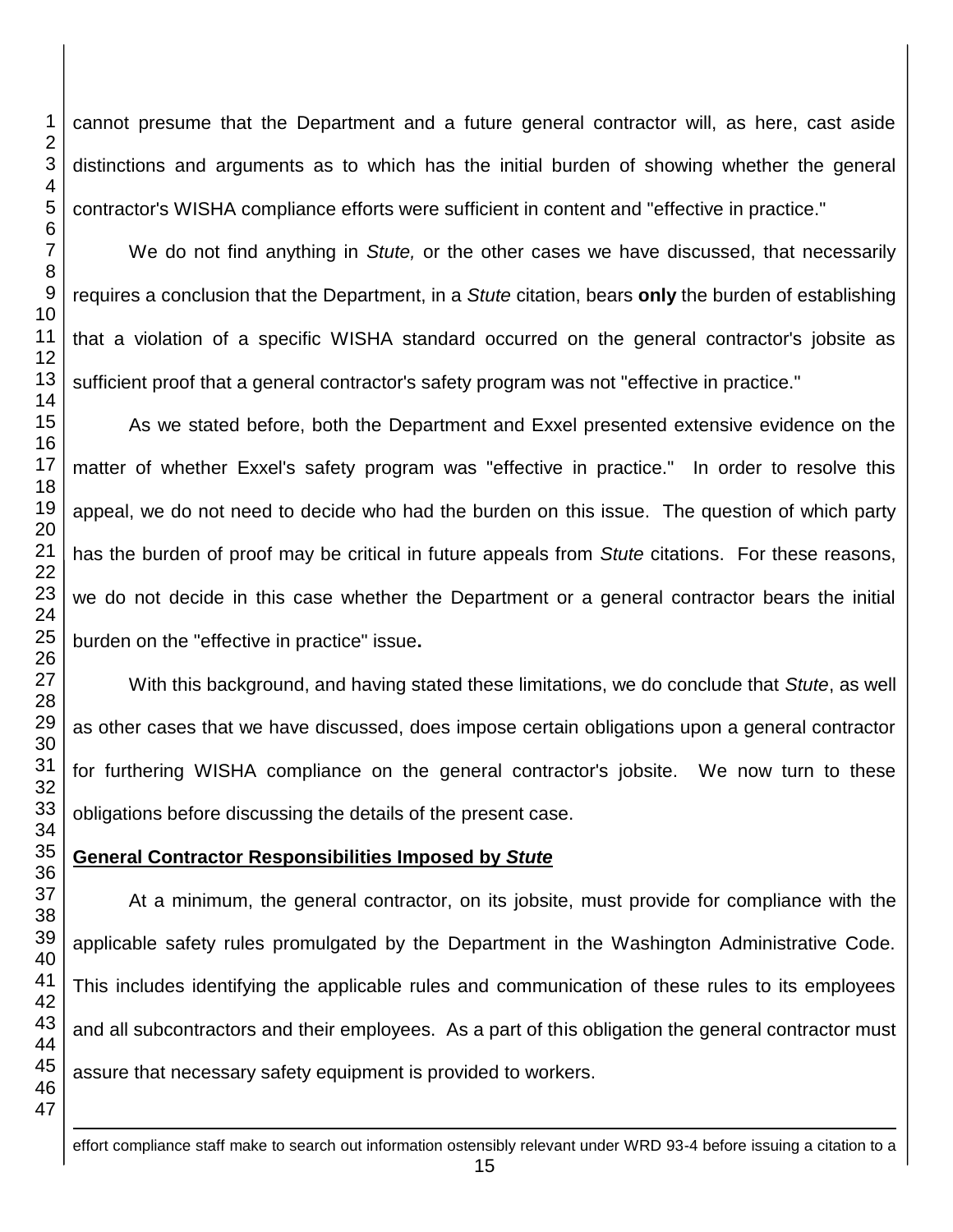cannot presume that the Department and a future general contractor will, as here, cast aside distinctions and arguments as to which has the initial burden of showing whether the general contractor's WISHA compliance efforts were sufficient in content and "effective in practice."

We do not find anything in *Stute,* or the other cases we have discussed, that necessarily requires a conclusion that the Department, in a *Stute* citation, bears **only** the burden of establishing that a violation of a specific WISHA standard occurred on the general contractor's jobsite as sufficient proof that a general contractor's safety program was not "effective in practice."

As we stated before, both the Department and Exxel presented extensive evidence on the matter of whether Exxel's safety program was "effective in practice." In order to resolve this appeal, we do not need to decide who had the burden on this issue. The question of which party has the burden of proof may be critical in future appeals from *Stute* citations. For these reasons, we do not decide in this case whether the Department or a general contractor bears the initial burden on the "effective in practice" issue**.**

With this background, and having stated these limitations, we do conclude that *Stute*, as well as other cases that we have discussed, does impose certain obligations upon a general contractor for furthering WISHA compliance on the general contractor's jobsite. We now turn to these obligations before discussing the details of the present case.

## General Contractor Responsibilities Imposed by *Stute*

At a minimum, the general contractor, on its jobsite, must provide for compliance with the applicable safety rules promulgated by the Department in the Washington Administrative Code. This includes identifying the applicable rules and communication of these rules to its employees and all subcontractors and their employees. As a part of this obligation the general contractor must assure that necessary safety equipment is provided to workers.

effort compliance staff make to search out information ostensibly relevant under WRD 93-4 before issuing a citation to a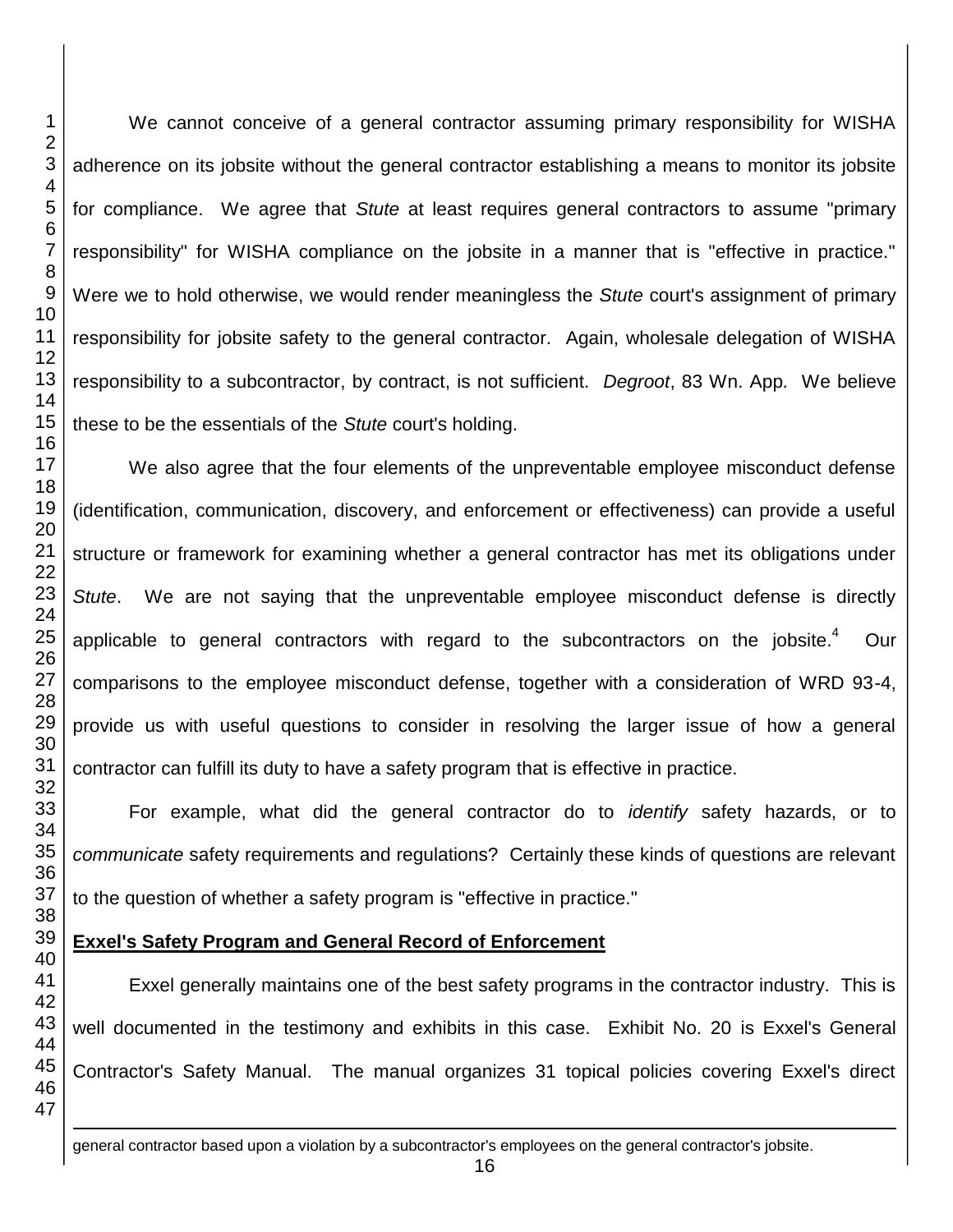We cannot conceive of a general contractor assuming primary responsibility for WISHA adherence on its jobsite without the general contractor establishing a means to monitor its jobsite for compliance. We agree that *Stute* at least requires general contractors to assume "primary responsibility" for WISHA compliance on the jobsite in a manner that is "effective in practice." Were we to hold otherwise, we would render meaningless the *Stute* court's assignment of primary responsibility for jobsite safety to the general contractor. Again, wholesale delegation of WISHA responsibility to a subcontractor, by contract, is not sufficient. *Degroot*, 83 Wn. App. We believe these to be the essentials of the *Stute* court's holding.

We also agree that the four elements of the unpreventable employee misconduct defense (identification, communication, discovery, and enforcement or effectiveness) can provide a useful structure or framework for examining whether a general contractor has met its obligations under *Stute*. We are not saying that the unpreventable employee misconduct defense is directly applicable to general contractors with regard to the subcontractors on the jobsite.[4] Our comparisons to the employee misconduct defense, together with a consideration of WRD 93-4, provide us with useful questions to consider in resolving the larger issue of how a general contractor can fulfill its duty to have a safety program that is effective in practice.

For example, what did the general contractor do to *identify* safety hazards, or to *communicate* safety requirements and regulations? Certainly these kinds of questions are relevant to the question of whether a safety program is "effective in practice."

**Exxel's Safety Program and General Record of Enforcement**

Exxel generally maintains one of the best safety programs in the contractor industry. This is well documented in the testimony and exhibits in this case. Exhibit No. 20 is Exxel's General Contractor's Safety Manual. The manual organizes 31 topical policies covering Exxel's direct

general contractor based upon a violation by a subcontractor's employees on the general contractor's jobsite.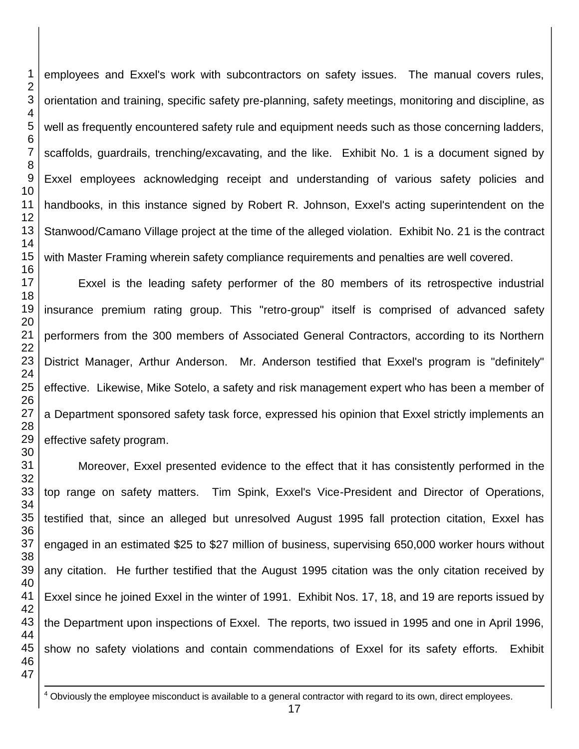employees and Exxel's work with subcontractors on safety issues. The manual covers rules, orientation and training, specific safety pre-planning, safety meetings, monitoring and discipline, as well as frequently encountered safety rule and equipment needs such as those concerning ladders, scaffolds, guardrails, trenching/excavating, and the like. Exhibit No. 1 is a document signed by Exxel employees acknowledging receipt and understanding of various safety policies and handbooks, in this instance signed by Robert R. Johnson, Exxel's acting superintendent on the Stanwood/Camano Village project at the time of the alleged violation. Exhibit No. 21 is the contract with Master Framing wherein safety compliance requirements and penalties are well covered.

Exxel is the leading safety performer of the 80 members of its retrospective industrial insurance premium rating group. This "retro-group" itself is comprised of advanced safety performers from the 300 members of Associated General Contractors, according to its Northern District Manager, Arthur Anderson. Mr. Anderson testified that Exxel's program is "definitely" effective. Likewise, Mike Sotelo, a safety and risk management expert who has been a member of a Department sponsored safety task force, expressed his opinion that Exxel strictly implements an effective safety program.

Moreover, Exxel presented evidence to the effect that it has consistently performed in the top range on safety matters. Tim Spink, Exxel's Vice-President and Director of Operations, testified that, since an alleged but unresolved August 1995 fall protection citation, Exxel has engaged in an estimated $25 to $27 million of business, supervising 650,000 worker hours without any citation. He further testified that the August 1995 citation was the only citation received by Exxel since he joined Exxel in the winter of 1991. Exhibit Nos. 17, 18, and 19 are reports issued by the Department upon inspections of Exxel. The reports, two issued in 1995 and one in April 1996, show no safety violations and contain commendations of Exxel for its safety efforts. Exhibit

---

[4] Obviously the employee misconduct is available to a general contractor with regard to its own, direct employees.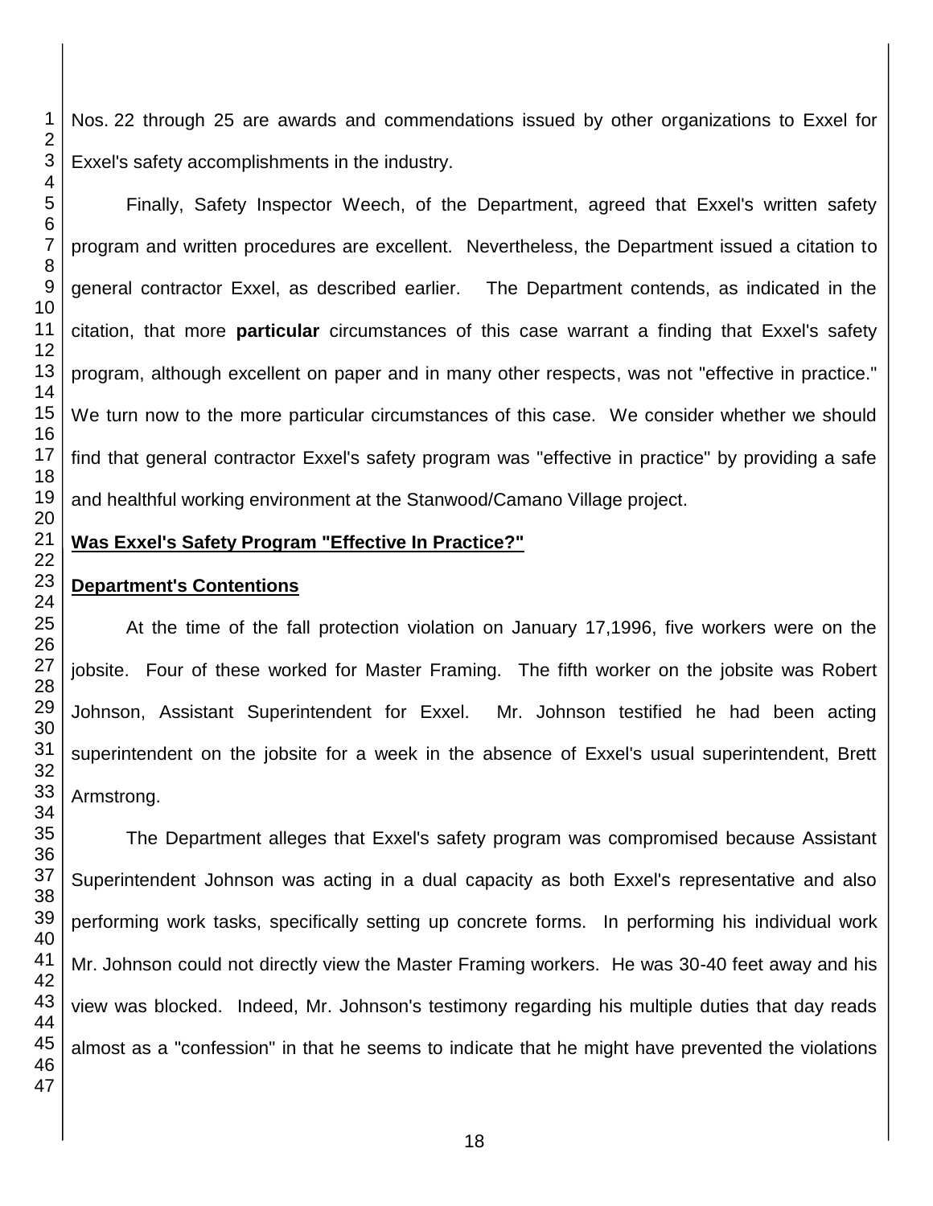Nos. 22 through 25 are awards and commendations issued by other organizations to Exxel for Exxel's safety accomplishments in the industry.

Finally, Safety Inspector Weech, of the Department, agreed that Exxel's written safety program and written procedures are excellent. Nevertheless, the Department issued a citation to general contractor Exxel, as described earlier. The Department contends, as indicated in the citation, that more **particular** circumstances of this case warrant a finding that Exxel's safety program, although excellent on paper and in many other respects, was not "effective in practice." We turn now to the more particular circumstances of this case. We consider whether we should find that general contractor Exxel's safety program was "effective in practice" by providing a safe and healthful working environment at the Stanwood/Camano Village project.

**Was Exxel's Safety Program "Effective In Practice?"**

**Department's Contentions**

At the time of the fall protection violation on January 17,1996, five workers were on the jobsite. Four of these worked for Master Framing. The fifth worker on the jobsite was Robert Johnson, Assistant Superintendent for Exxel. Mr. Johnson testified he had been acting superintendent on the jobsite for a week in the absence of Exxel's usual superintendent, Brett Armstrong.

The Department alleges that Exxel's safety program was compromised because Assistant Superintendent Johnson was acting in a dual capacity as both Exxel's representative and also performing work tasks, specifically setting up concrete forms. In performing his individual work Mr. Johnson could not directly view the Master Framing workers. He was 30-40 feet away and his view was blocked. Indeed, Mr. Johnson's testimony regarding his multiple duties that day reads almost as a "confession" in that he seems to indicate that he might have prevented the violations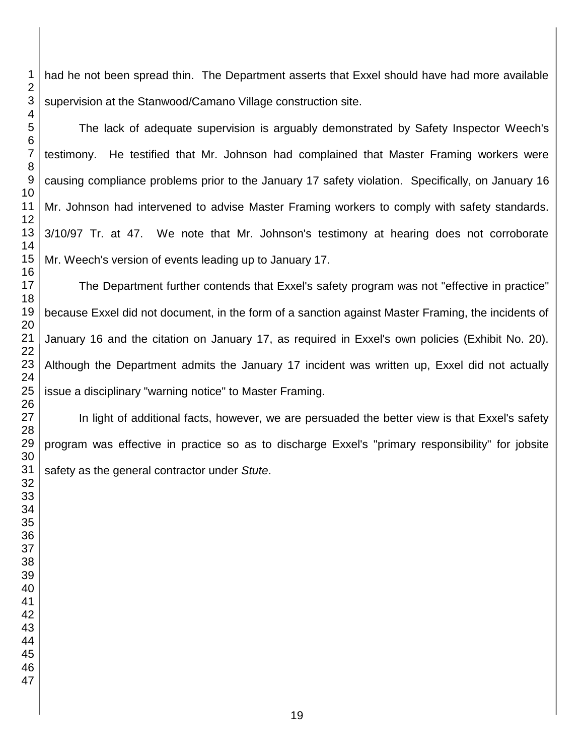had he not been spread thin. The Department asserts that Exxel should have had more available supervision at the Stanwood/Camano Village construction site.

The lack of adequate supervision is arguably demonstrated by Safety Inspector Weech's testimony. He testified that Mr. Johnson had complained that Master Framing workers were causing compliance problems prior to the January 17 safety violation. Specifically, on January 16 Mr. Johnson had intervened to advise Master Framing workers to comply with safety standards. 3/10/97 Tr. at 47. We note that Mr. Johnson's testimony at hearing does not corroborate Mr. Weech's version of events leading up to January 17.

The Department further contends that Exxel's safety program was not "effective in practice" because Exxel did not document, in the form of a sanction against Master Framing, the incidents of January 16 and the citation on January 17, as required in Exxel's own policies (Exhibit No. 20). Although the Department admits the January 17 incident was written up, Exxel did not actually issue a disciplinary "warning notice" to Master Framing.

In light of additional facts, however, we are persuaded the better view is that Exxel's safety program was effective in practice so as to discharge Exxel's "primary responsibility" for jobsite safety as the general contractor under *Stute*.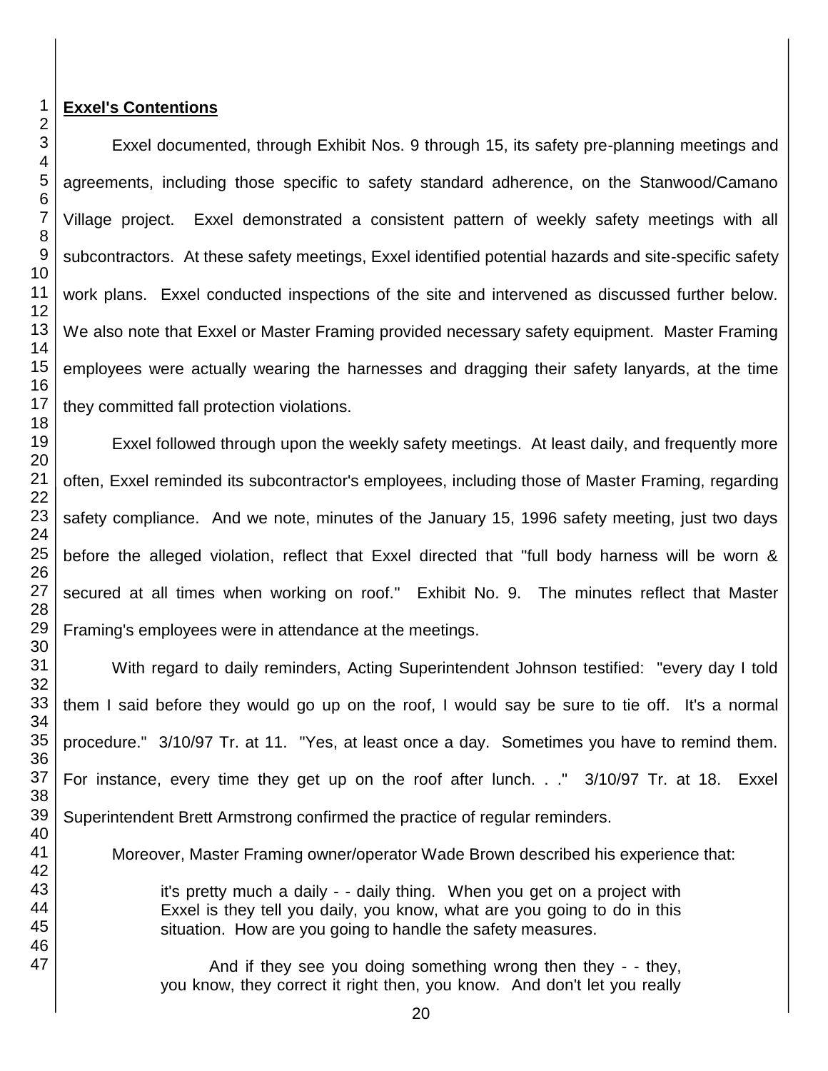**Exxel's Contentions**

Exxel documented, through Exhibit Nos. 9 through 15, its safety pre-planning meetings and agreements, including those specific to safety standard adherence, on the Stanwood/Camano Village project. Exxel demonstrated a consistent pattern of weekly safety meetings with all subcontractors. At these safety meetings, Exxel identified potential hazards and site-specific safety work plans. Exxel conducted inspections of the site and intervened as discussed further below. We also note that Exxel or Master Framing provided necessary safety equipment. Master Framing employees were actually wearing the harnesses and dragging their safety lanyards, at the time they committed fall protection violations.

Exxel followed through upon the weekly safety meetings. At least daily, and frequently more often, Exxel reminded its subcontractor's employees, including those of Master Framing, regarding safety compliance. And we note, minutes of the January 15, 1996 safety meeting, just two days before the alleged violation, reflect that Exxel directed that "full body harness will be worn & secured at all times when working on roof." Exhibit No. 9. The minutes reflect that Master Framing's employees were in attendance at the meetings.

With regard to daily reminders, Acting Superintendent Johnson testified: "every day I told them I said before they would go up on the roof, I would say be sure to tie off. It's a normal procedure." 3/10/97 Tr. at 11. "Yes, at least once a day. Sometimes you have to remind them. For instance, every time they get up on the roof after lunch. . ." 3/10/97 Tr. at 18. Exxel Superintendent Brett Armstrong confirmed the practice of regular reminders.

Moreover, Master Framing owner/operator Wade Brown described his experience that:

> it's pretty much a daily - - daily thing. When you get on a project with Exxel is they tell you daily, you know, what are you going to do in this situation. How are you going to handle the safety measures.
>
> And if they see you doing something wrong then they - - they, you know, they correct it right then, you know. And don't let you really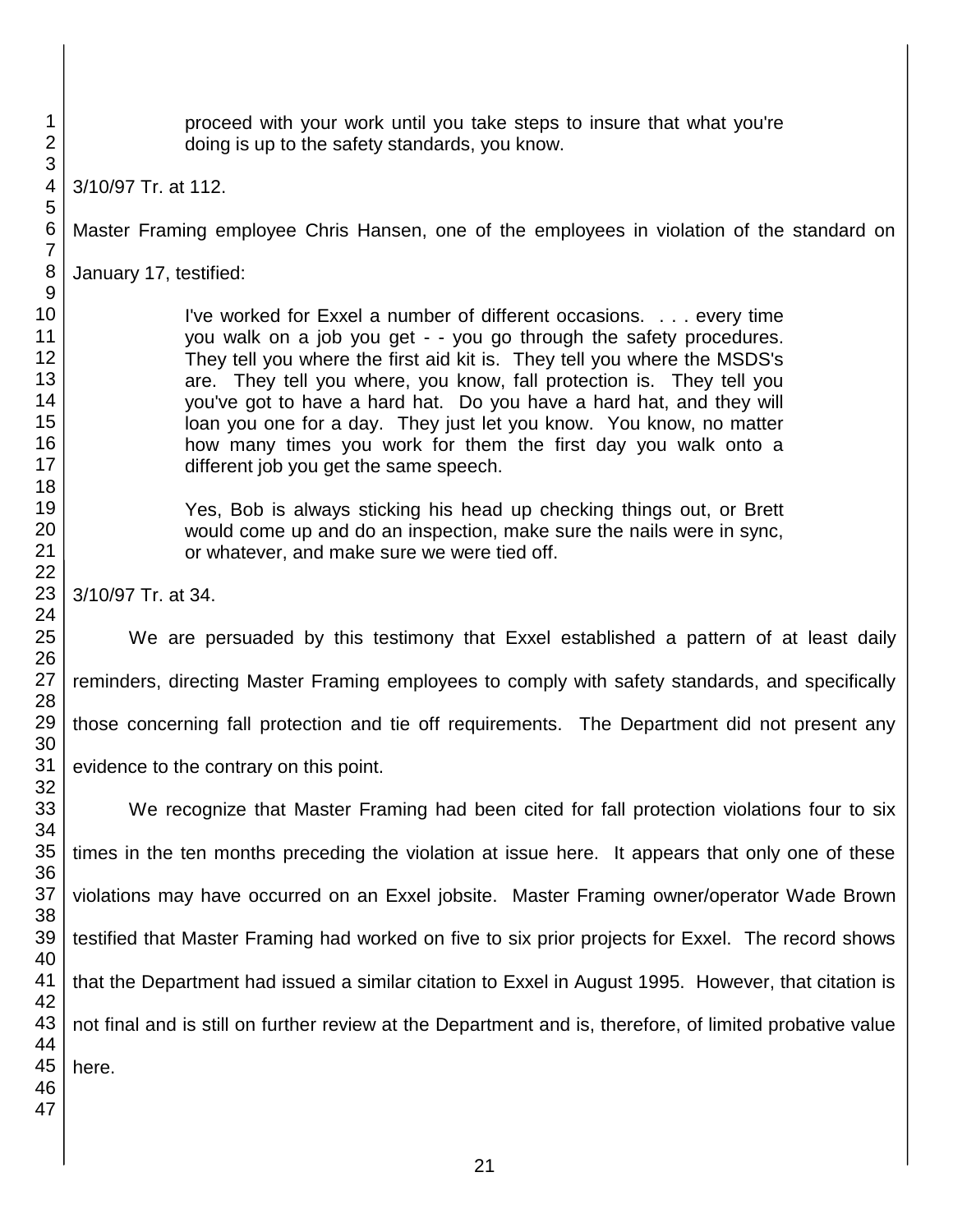> proceed with your work until you take steps to insure that what you're doing is up to the safety standards, you know.

3/10/97 Tr. at 112.

Master Framing employee Chris Hansen, one of the employees in violation of the standard on January 17, testified:

> I've worked for Exxel a number of different occasions. . . . every time you walk on a job you get - - you go through the safety procedures. They tell you where the first aid kit is. They tell you where the MSDS's are. They tell you where, you know, fall protection is. They tell you you've got to have a hard hat. Do you have a hard hat, and they will loan you one for a day. They just let you know. You know, no matter how many times you work for them the first day you walk onto a different job you get the same speech.
>
> Yes, Bob is always sticking his head up checking things out, or Brett would come up and do an inspection, make sure the nails were in sync, or whatever, and make sure we were tied off.

3/10/97 Tr. at 34.

We are persuaded by this testimony that Exxel established a pattern of at least daily reminders, directing Master Framing employees to comply with safety standards, and specifically those concerning fall protection and tie off requirements. The Department did not present any evidence to the contrary on this point.

We recognize that Master Framing had been cited for fall protection violations four to six times in the ten months preceding the violation at issue here. It appears that only one of these violations may have occurred on an Exxel jobsite. Master Framing owner/operator Wade Brown testified that Master Framing had worked on five to six prior projects for Exxel. The record shows that the Department had issued a similar citation to Exxel in August 1995. However, that citation is not final and is still on further review at the Department and is, therefore, of limited probative value here.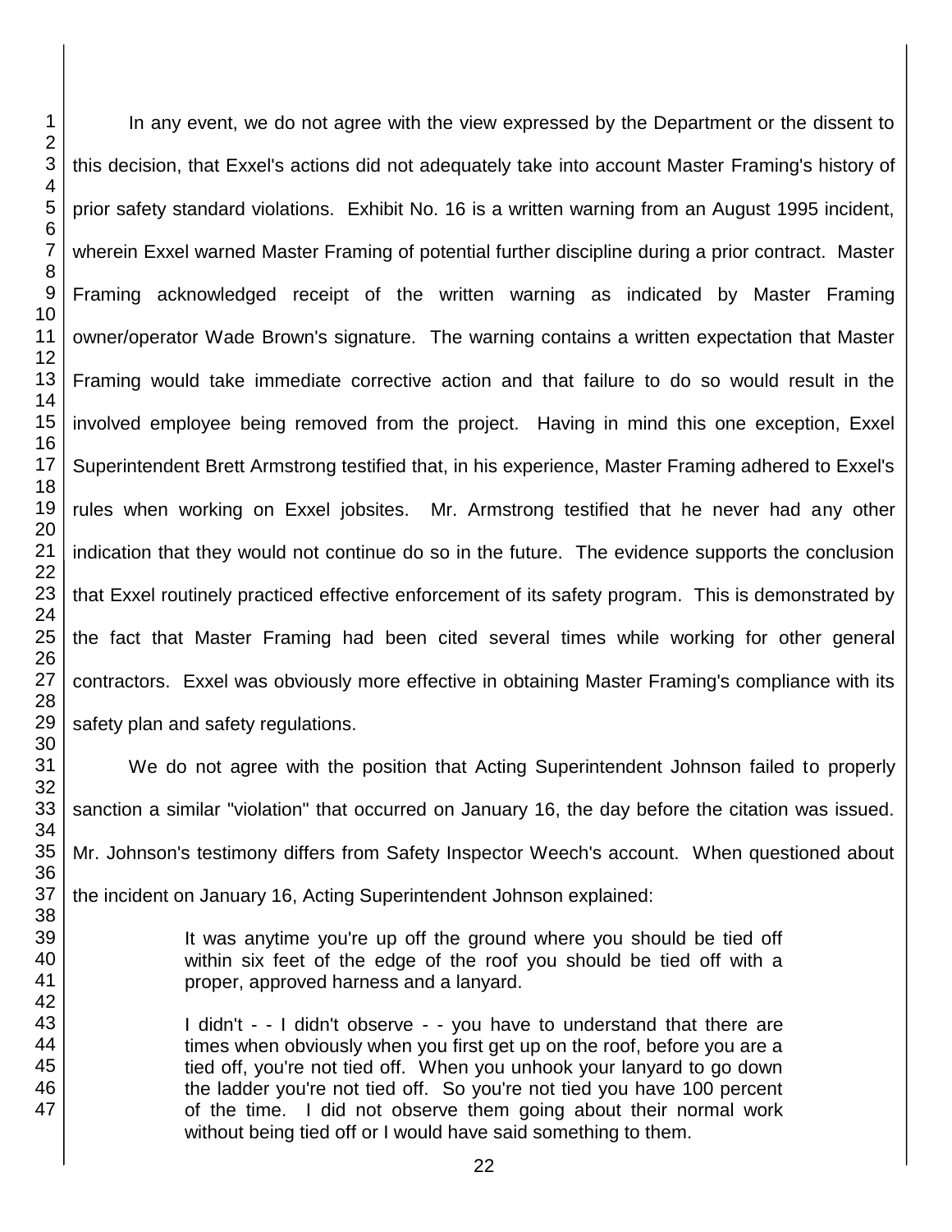In any event, we do not agree with the view expressed by the Department or the dissent to this decision, that Exxel's actions did not adequately take into account Master Framing's history of prior safety standard violations. Exhibit No. 16 is a written warning from an August 1995 incident, wherein Exxel warned Master Framing of potential further discipline during a prior contract. Master Framing acknowledged receipt of the written warning as indicated by Master Framing owner/operator Wade Brown's signature. The warning contains a written expectation that Master Framing would take immediate corrective action and that failure to do so would result in the involved employee being removed from the project. Having in mind this one exception, Exxel Superintendent Brett Armstrong testified that, in his experience, Master Framing adhered to Exxel's rules when working on Exxel jobsites. Mr. Armstrong testified that he never had any other indication that they would not continue do so in the future. The evidence supports the conclusion that Exxel routinely practiced effective enforcement of its safety program. This is demonstrated by the fact that Master Framing had been cited several times while working for other general contractors. Exxel was obviously more effective in obtaining Master Framing's compliance with its safety plan and safety regulations.

We do not agree with the position that Acting Superintendent Johnson failed to properly sanction a similar "violation" that occurred on January 16, the day before the citation was issued. Mr. Johnson's testimony differs from Safety Inspector Weech's account. When questioned about the incident on January 16, Acting Superintendent Johnson explained:

> It was anytime you're up off the ground where you should be tied off within six feet of the edge of the roof you should be tied off with a proper, approved harness and a lanyard.
>
> I didn't - - I didn't observe - - you have to understand that there are times when obviously when you first get up on the roof, before you are a tied off, you're not tied off. When you unhook your lanyard to go down the ladder you're not tied off. So you're not tied you have 100 percent of the time. I did not observe them going about their normal work without being tied off or I would have said something to them.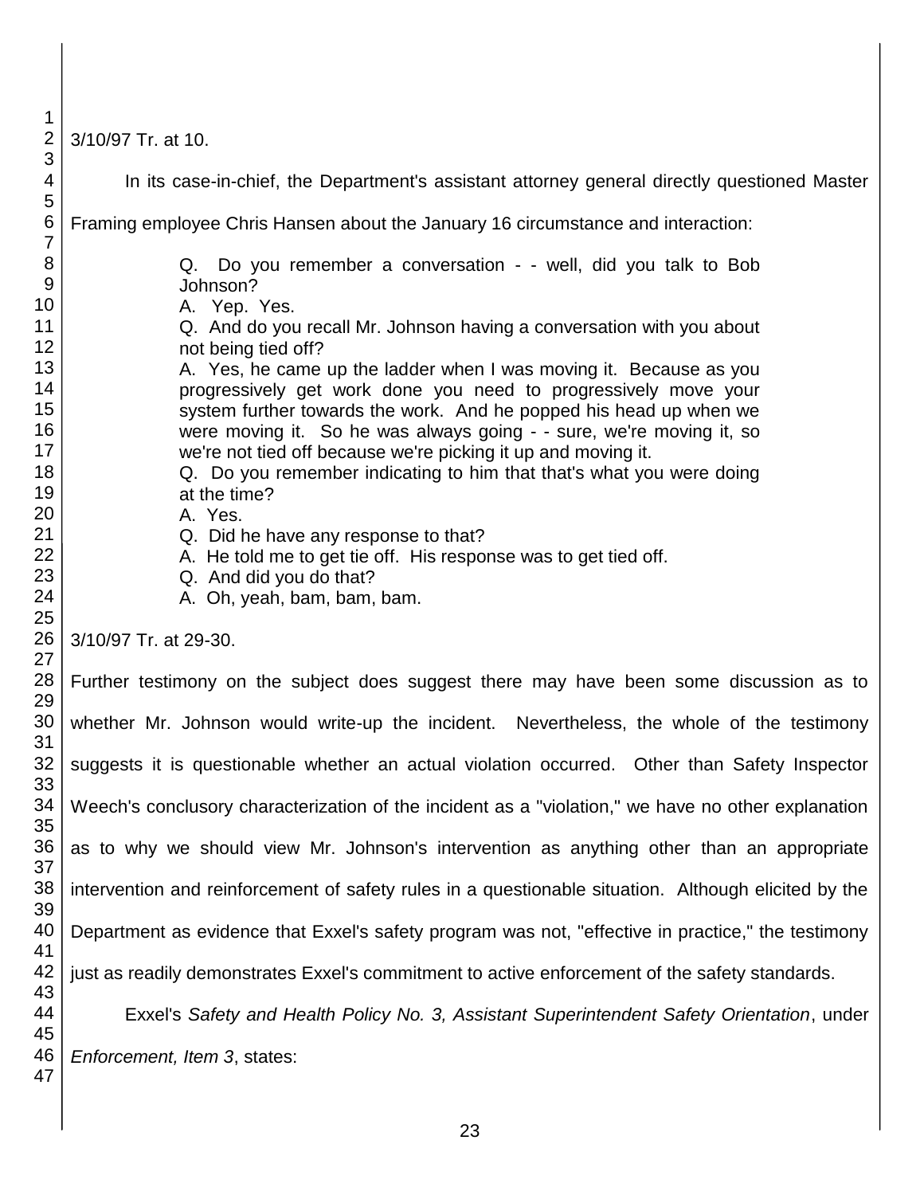3/10/97 Tr. at 10.

In its case-in-chief, the Department's assistant attorney general directly questioned Master Framing employee Chris Hansen about the January 16 circumstance and interaction:

> Q. Do you remember a conversation - - well, did you talk to Bob Johnson?
> A. Yep. Yes.
> Q. And do you recall Mr. Johnson having a conversation with you about not being tied off?
> A. Yes, he came up the ladder when I was moving it. Because as you progressively get work done you need to progressively move your system further towards the work. And he popped his head up when we were moving it. So he was always going - - sure, we're moving it, so we're not tied off because we're picking it up and moving it.
> Q. Do you remember indicating to him that that's what you were doing at the time?
> A. Yes.
> Q. Did he have any response to that?
> A. He told me to get tie off. His response was to get tied off.
> Q. And did you do that?
> A. Oh, yeah, bam, bam, bam.

3/10/97 Tr. at 29-30.

Further testimony on the subject does suggest there may have been some discussion as to whether Mr. Johnson would write-up the incident. Nevertheless, the whole of the testimony suggests it is questionable whether an actual violation occurred. Other than Safety Inspector Weech's conclusory characterization of the incident as a "violation," we have no other explanation as to why we should view Mr. Johnson's intervention as anything other than an appropriate intervention and reinforcement of safety rules in a questionable situation. Although elicited by the Department as evidence that Exxel's safety program was not, "effective in practice," the testimony just as readily demonstrates Exxel's commitment to active enforcement of the safety standards.

Exxel's *Safety and Health Policy No. 3, Assistant Superintendent Safety Orientation*, under *Enforcement, Item 3*, states: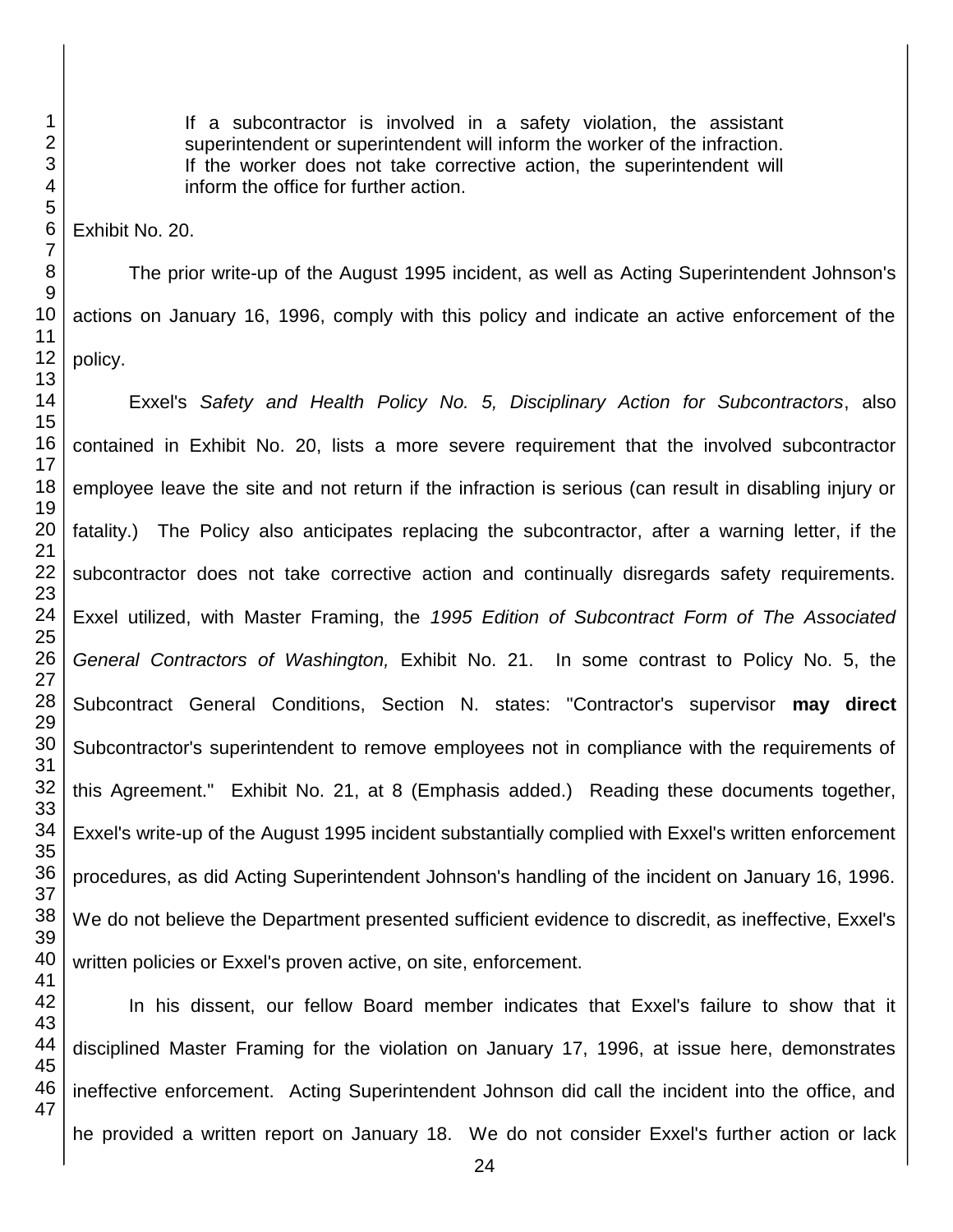> If a subcontractor is involved in a safety violation, the assistant superintendent or superintendent will inform the worker of the infraction. If the worker does not take corrective action, the superintendent will inform the office for further action.

Exhibit No. 20.

The prior write-up of the August 1995 incident, as well as Acting Superintendent Johnson's actions on January 16, 1996, comply with this policy and indicate an active enforcement of the policy.

Exxel's *Safety and Health Policy No. 5, Disciplinary Action for Subcontractors*, also contained in Exhibit No. 20, lists a more severe requirement that the involved subcontractor employee leave the site and not return if the infraction is serious (can result in disabling injury or fatality.) The Policy also anticipates replacing the subcontractor, after a warning letter, if the subcontractor does not take corrective action and continually disregards safety requirements. Exxel utilized, with Master Framing, the *1995 Edition of Subcontract Form of The Associated General Contractors of Washington,* Exhibit No. 21. In some contrast to Policy No. 5, the Subcontract General Conditions, Section N. states: "Contractor's supervisor **may direct** Subcontractor's superintendent to remove employees not in compliance with the requirements of this Agreement." Exhibit No. 21, at 8 (Emphasis added.) Reading these documents together, Exxel's write-up of the August 1995 incident substantially complied with Exxel's written enforcement procedures, as did Acting Superintendent Johnson's handling of the incident on January 16, 1996. We do not believe the Department presented sufficient evidence to discredit, as ineffective, Exxel's written policies or Exxel's proven active, on site, enforcement.

In his dissent, our fellow Board member indicates that Exxel's failure to show that it disciplined Master Framing for the violation on January 17, 1996, at issue here, demonstrates ineffective enforcement. Acting Superintendent Johnson did call the incident into the office, and he provided a written report on January 18. We do not consider Exxel's further action or lack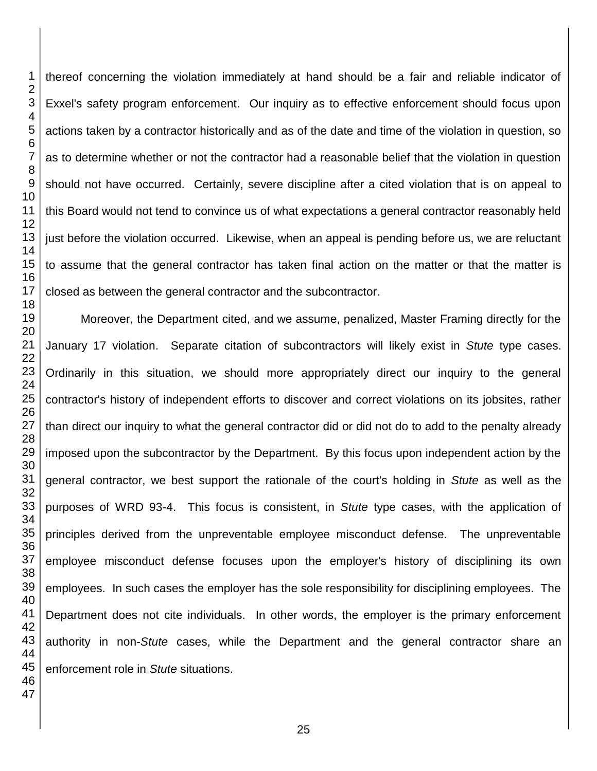thereof concerning the violation immediately at hand should be a fair and reliable indicator of Exxel's safety program enforcement. Our inquiry as to effective enforcement should focus upon actions taken by a contractor historically and as of the date and time of the violation in question, so as to determine whether or not the contractor had a reasonable belief that the violation in question should not have occurred. Certainly, severe discipline after a cited violation that is on appeal to this Board would not tend to convince us of what expectations a general contractor reasonably held just before the violation occurred. Likewise, when an appeal is pending before us, we are reluctant to assume that the general contractor has taken final action on the matter or that the matter is closed as between the general contractor and the subcontractor.

Moreover, the Department cited, and we assume, penalized, Master Framing directly for the January 17 violation. Separate citation of subcontractors will likely exist in *Stute* type cases. Ordinarily in this situation, we should more appropriately direct our inquiry to the general contractor's history of independent efforts to discover and correct violations on its jobsites, rather than direct our inquiry to what the general contractor did or did not do to add to the penalty already imposed upon the subcontractor by the Department. By this focus upon independent action by the general contractor, we best support the rationale of the court's holding in *Stute* as well as the purposes of WRD 93-4. This focus is consistent, in *Stute* type cases, with the application of principles derived from the unpreventable employee misconduct defense. The unpreventable employee misconduct defense focuses upon the employer's history of disciplining its own employees. In such cases the employer has the sole responsibility for disciplining employees. The Department does not cite individuals. In other words, the employer is the primary enforcement authority in non-*Stute* cases, while the Department and the general contractor share an enforcement role in *Stute* situations.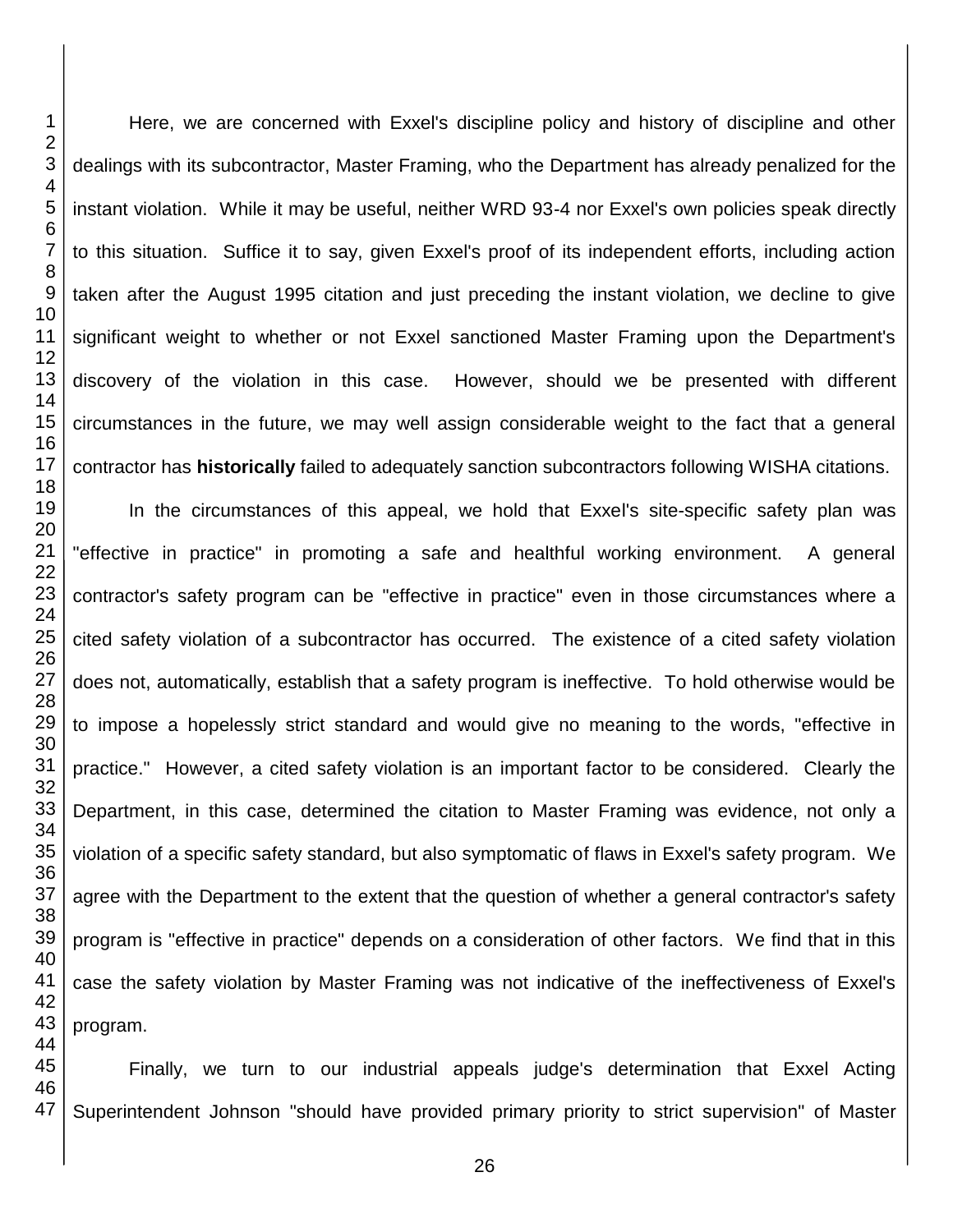Here, we are concerned with Exxel's discipline policy and history of discipline and other dealings with its subcontractor, Master Framing, who the Department has already penalized for the instant violation. While it may be useful, neither WRD 93-4 nor Exxel's own policies speak directly to this situation. Suffice it to say, given Exxel's proof of its independent efforts, including action taken after the August 1995 citation and just preceding the instant violation, we decline to give significant weight to whether or not Exxel sanctioned Master Framing upon the Department's discovery of the violation in this case. However, should we be presented with different circumstances in the future, we may well assign considerable weight to the fact that a general contractor has **historically** failed to adequately sanction subcontractors following WISHA citations.

In the circumstances of this appeal, we hold that Exxel's site-specific safety plan was "effective in practice" in promoting a safe and healthful working environment. A general contractor's safety program can be "effective in practice" even in those circumstances where a cited safety violation of a subcontractor has occurred. The existence of a cited safety violation does not, automatically, establish that a safety program is ineffective. To hold otherwise would be to impose a hopelessly strict standard and would give no meaning to the words, "effective in practice." However, a cited safety violation is an important factor to be considered. Clearly the Department, in this case, determined the citation to Master Framing was evidence, not only a violation of a specific safety standard, but also symptomatic of flaws in Exxel's safety program. We agree with the Department to the extent that the question of whether a general contractor's safety program is "effective in practice" depends on a consideration of other factors. We find that in this case the safety violation by Master Framing was not indicative of the ineffectiveness of Exxel's program.

Finally, we turn to our industrial appeals judge's determination that Exxel Acting Superintendent Johnson "should have provided primary priority to strict supervision" of Master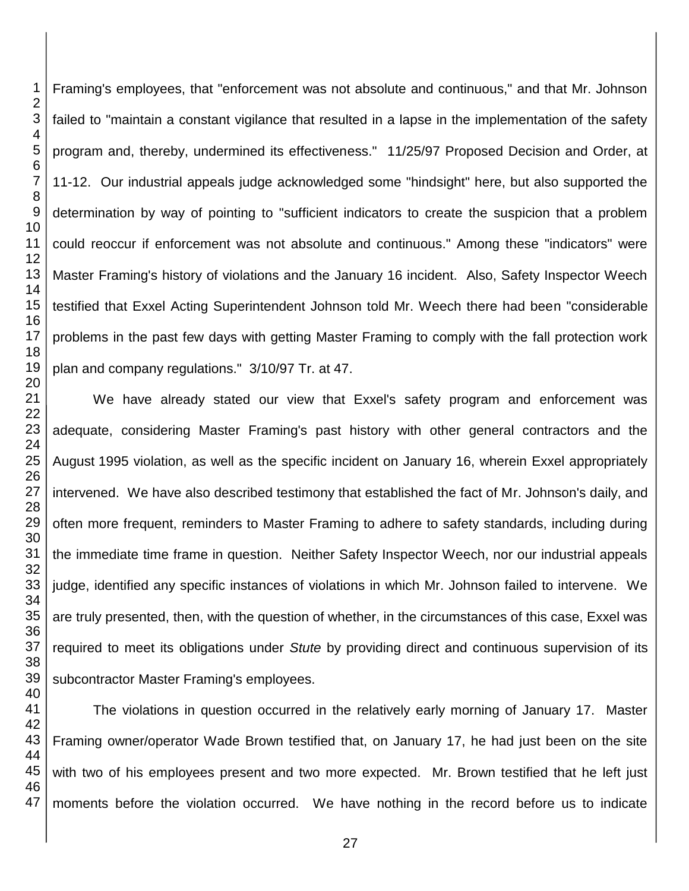Framing's employees, that "enforcement was not absolute and continuous," and that Mr. Johnson failed to "maintain a constant vigilance that resulted in a lapse in the implementation of the safety program and, thereby, undermined its effectiveness." 11/25/97 Proposed Decision and Order, at 11-12. Our industrial appeals judge acknowledged some "hindsight" here, but also supported the determination by way of pointing to "sufficient indicators to create the suspicion that a problem could reoccur if enforcement was not absolute and continuous." Among these "indicators" were Master Framing's history of violations and the January 16 incident. Also, Safety Inspector Weech testified that Exxel Acting Superintendent Johnson told Mr. Weech there had been "considerable problems in the past few days with getting Master Framing to comply with the fall protection work plan and company regulations." 3/10/97 Tr. at 47.

We have already stated our view that Exxel's safety program and enforcement was adequate, considering Master Framing's past history with other general contractors and the August 1995 violation, as well as the specific incident on January 16, wherein Exxel appropriately intervened. We have also described testimony that established the fact of Mr. Johnson's daily, and often more frequent, reminders to Master Framing to adhere to safety standards, including during the immediate time frame in question. Neither Safety Inspector Weech, nor our industrial appeals judge, identified any specific instances of violations in which Mr. Johnson failed to intervene. We are truly presented, then, with the question of whether, in the circumstances of this case, Exxel was required to meet its obligations under *Stute* by providing direct and continuous supervision of its subcontractor Master Framing's employees.

The violations in question occurred in the relatively early morning of January 17. Master Framing owner/operator Wade Brown testified that, on January 17, he had just been on the site with two of his employees present and two more expected. Mr. Brown testified that he left just moments before the violation occurred. We have nothing in the record before us to indicate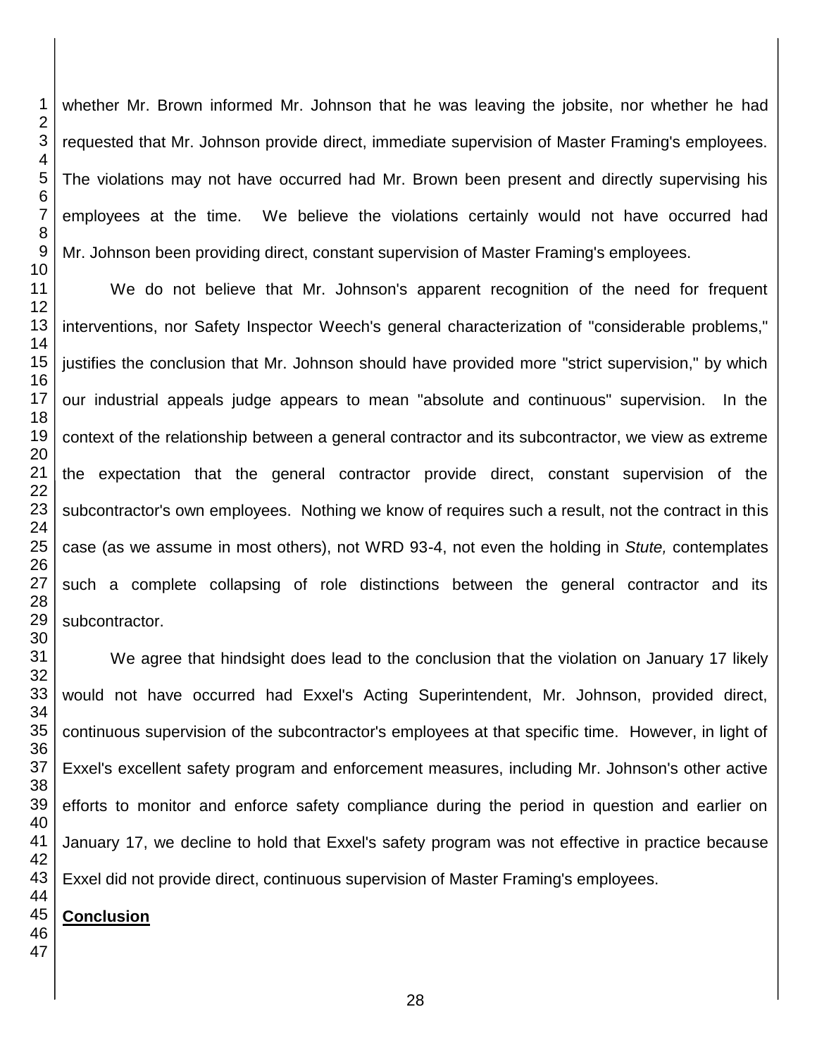whether Mr. Brown informed Mr. Johnson that he was leaving the jobsite, nor whether he had requested that Mr. Johnson provide direct, immediate supervision of Master Framing's employees. The violations may not have occurred had Mr. Brown been present and directly supervising his employees at the time. We believe the violations certainly would not have occurred had Mr. Johnson been providing direct, constant supervision of Master Framing's employees.

We do not believe that Mr. Johnson's apparent recognition of the need for frequent interventions, nor Safety Inspector Weech's general characterization of "considerable problems," justifies the conclusion that Mr. Johnson should have provided more "strict supervision," by which our industrial appeals judge appears to mean "absolute and continuous" supervision. In the context of the relationship between a general contractor and its subcontractor, we view as extreme the expectation that the general contractor provide direct, constant supervision of the subcontractor's own employees. Nothing we know of requires such a result, not the contract in this case (as we assume in most others), not WRD 93-4, not even the holding in *Stute,* contemplates such a complete collapsing of role distinctions between the general contractor and its subcontractor.

We agree that hindsight does lead to the conclusion that the violation on January 17 likely would not have occurred had Exxel's Acting Superintendent, Mr. Johnson, provided direct, continuous supervision of the subcontractor's employees at that specific time. However, in light of Exxel's excellent safety program and enforcement measures, including Mr. Johnson's other active efforts to monitor and enforce safety compliance during the period in question and earlier on January 17, we decline to hold that Exxel's safety program was not effective in practice because Exxel did not provide direct, continuous supervision of Master Framing's employees.

**Conclusion**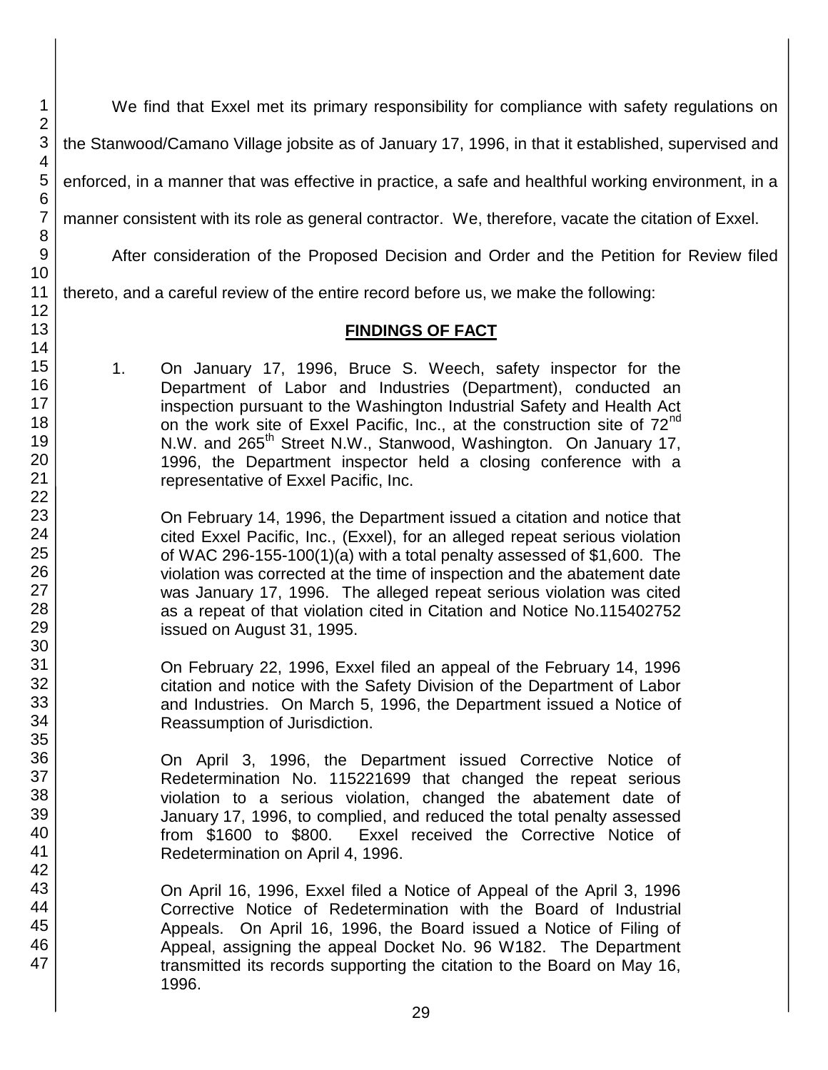We find that Exxel met its primary responsibility for compliance with safety regulations on the Stanwood/Camano Village jobsite as of January 17, 1996, in that it established, supervised and enforced, in a manner that was effective in practice, a safe and healthful working environment, in a manner consistent with its role as general contractor. We, therefore, vacate the citation of Exxel.

After consideration of the Proposed Decision and Order and the Petition for Review filed thereto, and a careful review of the entire record before us, we make the following:

## FINDINGS OF FACT

1. On January 17, 1996, Bruce S. Weech, safety inspector for the Department of Labor and Industries (Department), conducted an inspection pursuant to the Washington Industrial Safety and Health Act on the work site of Exxel Pacific, Inc., at the construction site of 72nd N.W. and 265th Street N.W., Stanwood, Washington. On January 17, 1996, the Department inspector held a closing conference with a representative of Exxel Pacific, Inc.

   On February 14, 1996, the Department issued a citation and notice that cited Exxel Pacific, Inc., (Exxel), for an alleged repeat serious violation of WAC 296-155-100(1)(a) with a total penalty assessed of $1,600. The violation was corrected at the time of inspection and the abatement date was January 17, 1996. The alleged repeat serious violation was cited as a repeat of that violation cited in Citation and Notice No.115402752 issued on August 31, 1995.

   On February 22, 1996, Exxel filed an appeal of the February 14, 1996 citation and notice with the Safety Division of the Department of Labor and Industries. On March 5, 1996, the Department issued a Notice of Reassumption of Jurisdiction.

   On April 3, 1996, the Department issued Corrective Notice of Redetermination No. 115221699 that changed the repeat serious violation to a serious violation, changed the abatement date of January 17, 1996, to complied, and reduced the total penalty assessed from $1600 to $800. Exxel received the Corrective Notice of Redetermination on April 4, 1996.

   On April 16, 1996, Exxel filed a Notice of Appeal of the April 3, 1996 Corrective Notice of Redetermination with the Board of Industrial Appeals. On April 16, 1996, the Board issued a Notice of Filing of Appeal, assigning the appeal Docket No. 96 W182. The Department transmitted its records supporting the citation to the Board on May 16, 1996.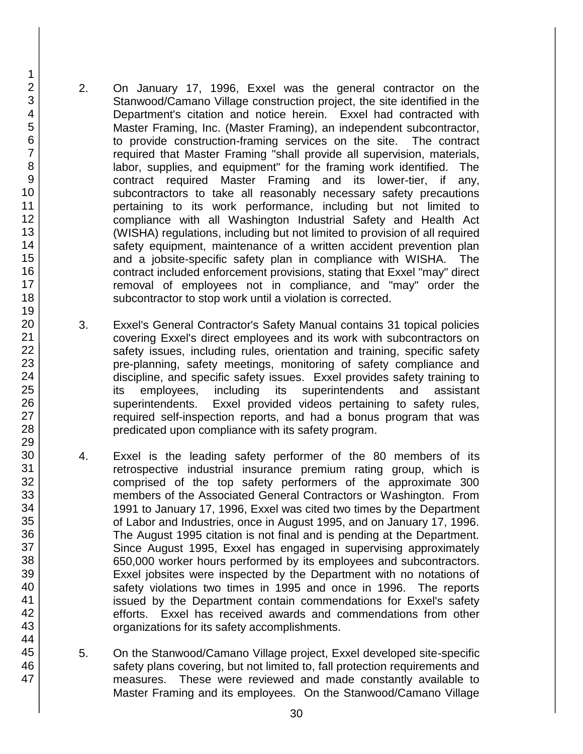2. On January 17, 1996, Exxel was the general contractor on the Stanwood/Camano Village construction project, the site identified in the Department's citation and notice herein. Exxel had contracted with Master Framing, Inc. (Master Framing), an independent subcontractor, to provide construction-framing services on the site. The contract required that Master Framing "shall provide all supervision, materials, labor, supplies, and equipment" for the framing work identified. The contract required Master Framing and its lower-tier, if any, subcontractors to take all reasonably necessary safety precautions pertaining to its work performance, including but not limited to compliance with all Washington Industrial Safety and Health Act (WISHA) regulations, including but not limited to provision of all required safety equipment, maintenance of a written accident prevention plan and a jobsite-specific safety plan in compliance with WISHA. The contract included enforcement provisions, stating that Exxel "may" direct removal of employees not in compliance, and "may" order the subcontractor to stop work until a violation is corrected.

3. Exxel's General Contractor's Safety Manual contains 31 topical policies covering Exxel's direct employees and its work with subcontractors on safety issues, including rules, orientation and training, specific safety pre-planning, safety meetings, monitoring of safety compliance and discipline, and specific safety issues. Exxel provides safety training to its employees, including its superintendents and assistant superintendents. Exxel provided videos pertaining to safety rules, required self-inspection reports, and had a bonus program that was predicated upon compliance with its safety program.

4. Exxel is the leading safety performer of the 80 members of its retrospective industrial insurance premium rating group, which is comprised of the top safety performers of the approximate 300 members of the Associated General Contractors or Washington. From 1991 to January 17, 1996, Exxel was cited two times by the Department of Labor and Industries, once in August 1995, and on January 17, 1996. The August 1995 citation is not final and is pending at the Department. Since August 1995, Exxel has engaged in supervising approximately 650,000 worker hours performed by its employees and subcontractors. Exxel jobsites were inspected by the Department with no notations of safety violations two times in 1995 and once in 1996. The reports issued by the Department contain commendations for Exxel's safety efforts. Exxel has received awards and commendations from other organizations for its safety accomplishments.

5. On the Stanwood/Camano Village project, Exxel developed site-specific safety plans covering, but not limited to, fall protection requirements and measures. These were reviewed and made constantly available to Master Framing and its employees. On the Stanwood/Camano Village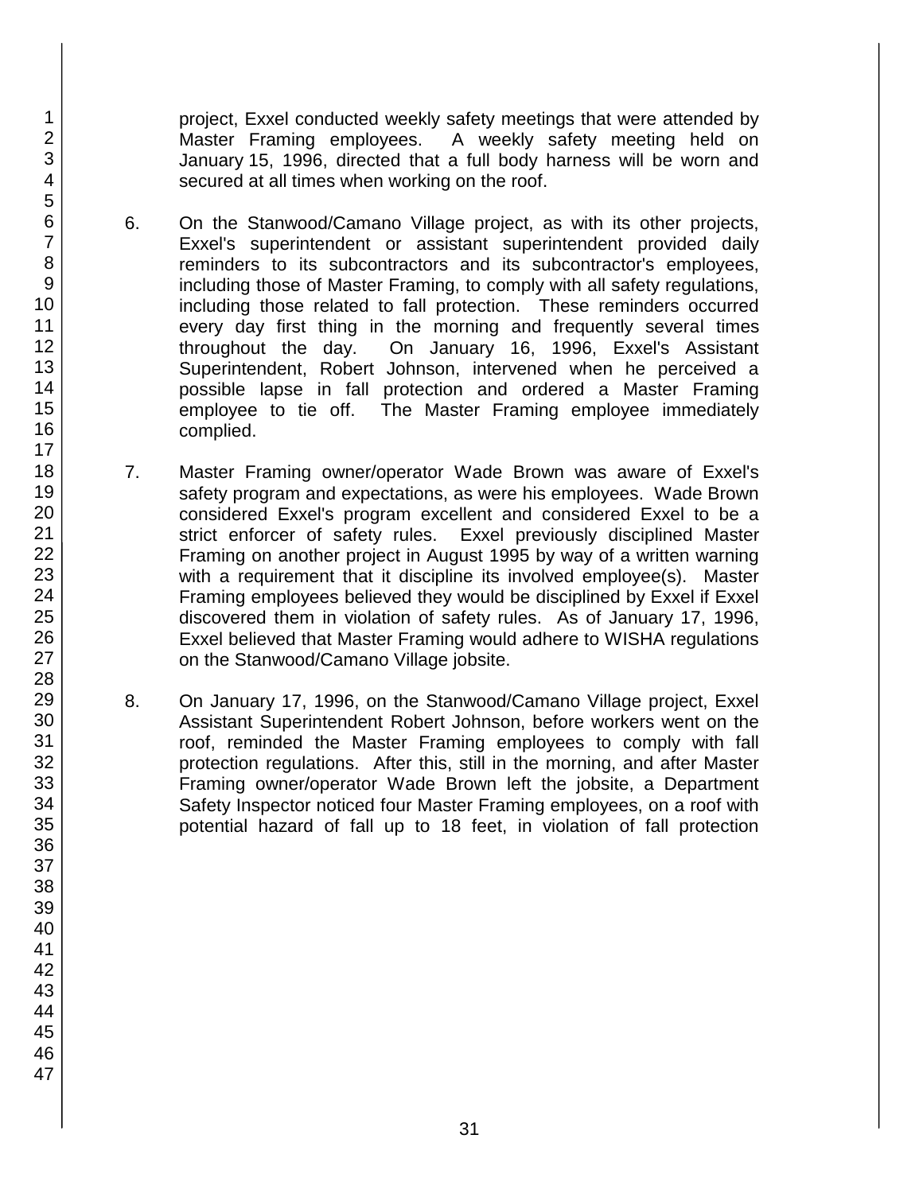project, Exxel conducted weekly safety meetings that were attended by Master Framing employees. A weekly safety meeting held on January 15, 1996, directed that a full body harness will be worn and secured at all times when working on the roof.

6. On the Stanwood/Camano Village project, as with its other projects, Exxel's superintendent or assistant superintendent provided daily reminders to its subcontractors and its subcontractor's employees, including those of Master Framing, to comply with all safety regulations, including those related to fall protection. These reminders occurred every day first thing in the morning and frequently several times throughout the day. On January 16, 1996, Exxel's Assistant Superintendent, Robert Johnson, intervened when he perceived a possible lapse in fall protection and ordered a Master Framing employee to tie off. The Master Framing employee immediately complied.

7. Master Framing owner/operator Wade Brown was aware of Exxel's safety program and expectations, as were his employees. Wade Brown considered Exxel's program excellent and considered Exxel to be a strict enforcer of safety rules. Exxel previously disciplined Master Framing on another project in August 1995 by way of a written warning with a requirement that it discipline its involved employee(s). Master Framing employees believed they would be disciplined by Exxel if Exxel discovered them in violation of safety rules. As of January 17, 1996, Exxel believed that Master Framing would adhere to WISHA regulations on the Stanwood/Camano Village jobsite.

8. On January 17, 1996, on the Stanwood/Camano Village project, Exxel Assistant Superintendent Robert Johnson, before workers went on the roof, reminded the Master Framing employees to comply with fall protection regulations. After this, still in the morning, and after Master Framing owner/operator Wade Brown left the jobsite, a Department Safety Inspector noticed four Master Framing employees, on a roof with potential hazard of fall up to 18 feet, in violation of fall protection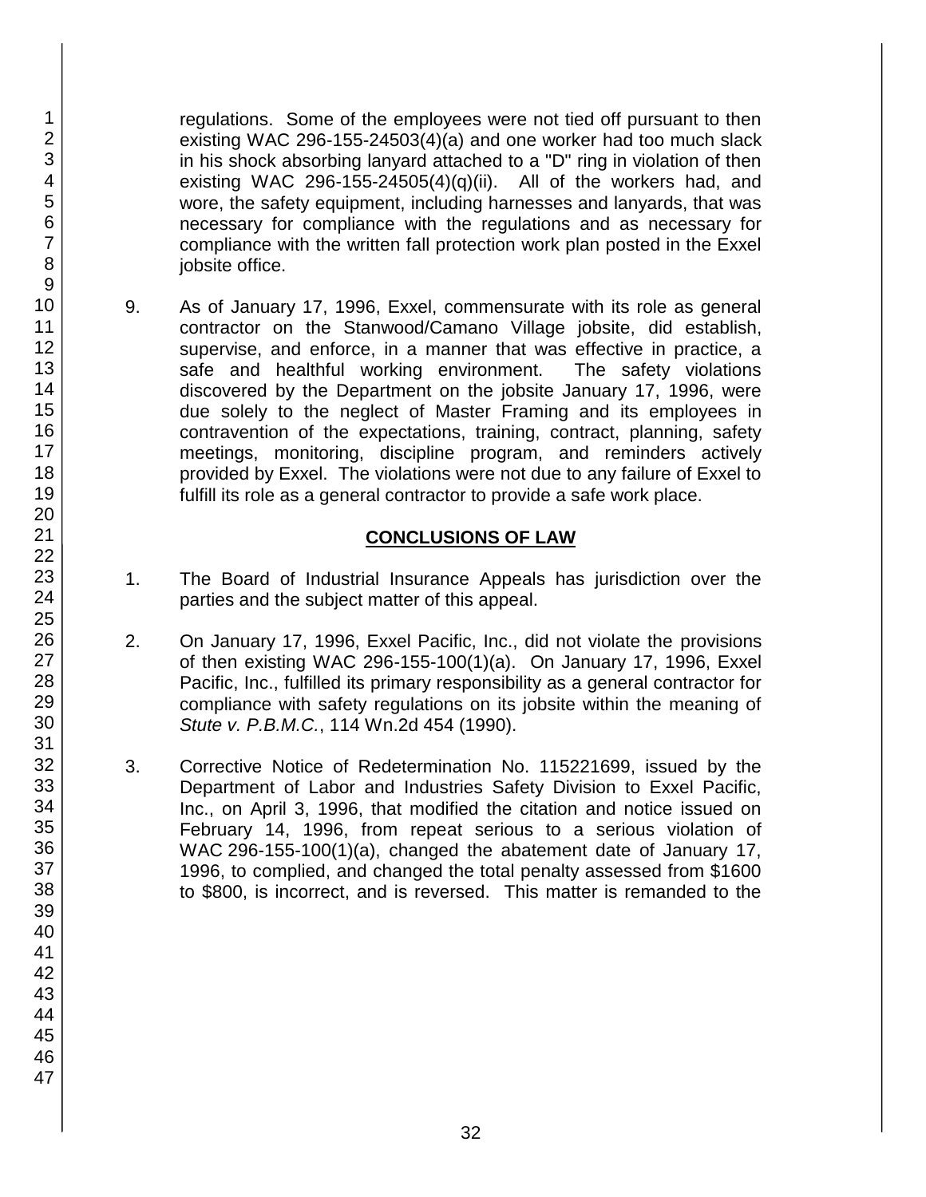regulations. Some of the employees were not tied off pursuant to then existing WAC 296-155-24503(4)(a) and one worker had too much slack in his shock absorbing lanyard attached to a "D" ring in violation of then existing WAC 296-155-24505(4)(q)(ii). All of the workers had, and wore, the safety equipment, including harnesses and lanyards, that was necessary for compliance with the regulations and as necessary for compliance with the written fall protection work plan posted in the Exxel jobsite office.

9. As of January 17, 1996, Exxel, commensurate with its role as general contractor on the Stanwood/Camano Village jobsite, did establish, supervise, and enforce, in a manner that was effective in practice, a safe and healthful working environment. The safety violations discovered by the Department on the jobsite January 17, 1996, were due solely to the neglect of Master Framing and its employees in contravention of the expectations, training, contract, planning, safety meetings, monitoring, discipline program, and reminders actively provided by Exxel. The violations were not due to any failure of Exxel to fulfill its role as a general contractor to provide a safe work place.

## CONCLUSIONS OF LAW

1. The Board of Industrial Insurance Appeals has jurisdiction over the parties and the subject matter of this appeal.

2. On January 17, 1996, Exxel Pacific, Inc., did not violate the provisions of then existing WAC 296-155-100(1)(a). On January 17, 1996, Exxel Pacific, Inc., fulfilled its primary responsibility as a general contractor for compliance with safety regulations on its jobsite within the meaning of *Stute v. P.B.M.C.*, 114 Wn.2d 454 (1990).

3. Corrective Notice of Redetermination No. 115221699, issued by the Department of Labor and Industries Safety Division to Exxel Pacific, Inc., on April 3, 1996, that modified the citation and notice issued on February 14, 1996, from repeat serious to a serious violation of WAC 296-155-100(1)(a), changed the abatement date of January 17, 1996, to complied, and changed the total penalty assessed from $1600 to $800, is incorrect, and is reversed. This matter is remanded to the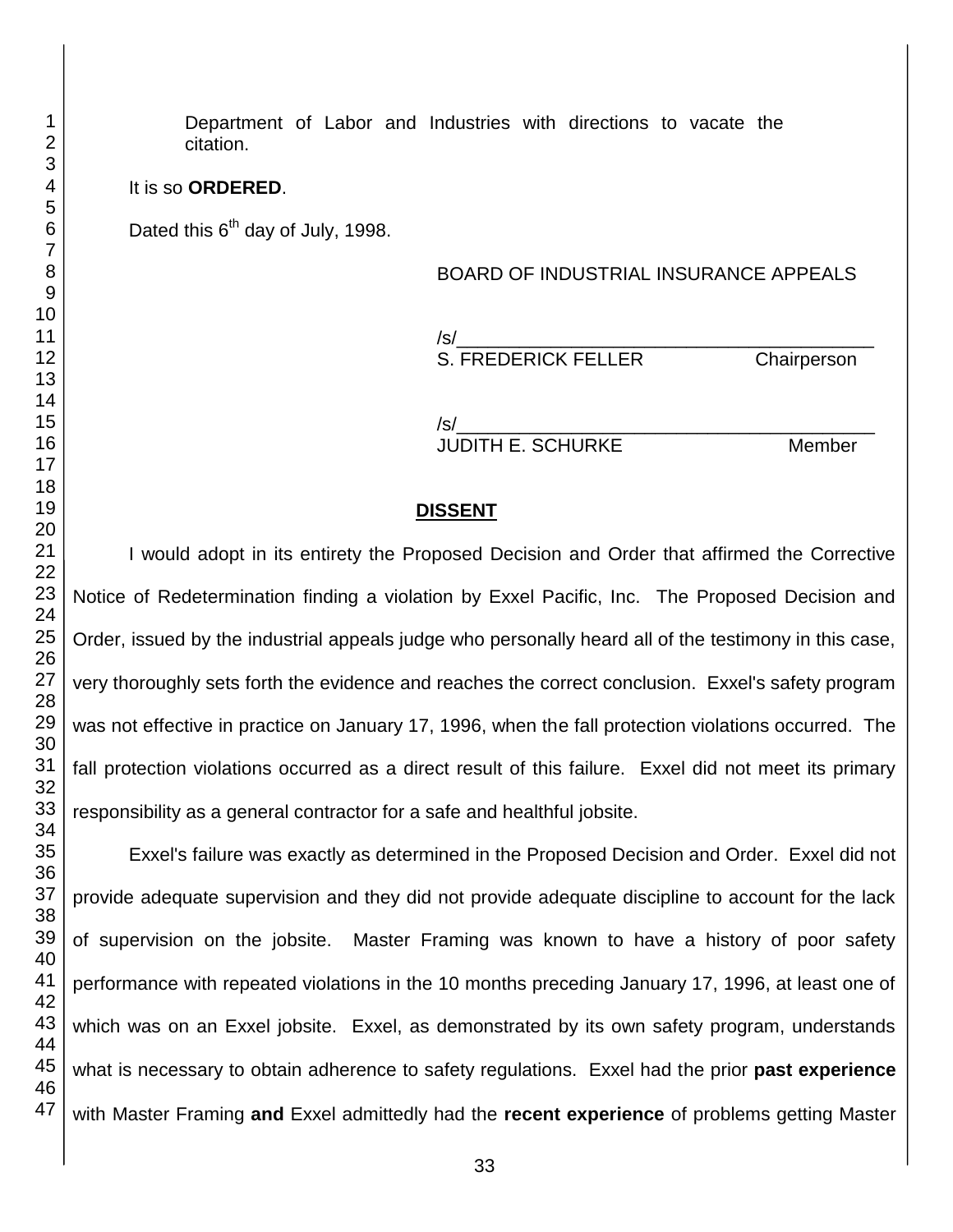Department of Labor and Industries with directions to vacate the citation.

It is so **ORDERED**.

Dated this 6th day of July, 1998.

BOARD OF INDUSTRIAL INSURANCE APPEALS

/s/\_\_\_\_\_\_\_\_\_\_\_\_\_\_\_\_\_\_\_\_\_\_\_\_\_\_\_\_\_\_\_\_\_\_\_\_\_\_\_\_
S. FREDERICK FELLER Chairperson

/s/\_\_\_\_\_\_\_\_\_\_\_\_\_\_\_\_\_\_\_\_\_\_\_\_\_\_\_\_\_\_\_\_\_\_\_\_\_\_\_\_
JUDITH E. SCHURKE Member

## DISSENT

I would adopt in its entirety the Proposed Decision and Order that affirmed the Corrective Notice of Redetermination finding a violation by Exxel Pacific, Inc. The Proposed Decision and Order, issued by the industrial appeals judge who personally heard all of the testimony in this case, very thoroughly sets forth the evidence and reaches the correct conclusion. Exxel's safety program was not effective in practice on January 17, 1996, when the fall protection violations occurred. The fall protection violations occurred as a direct result of this failure. Exxel did not meet its primary responsibility as a general contractor for a safe and healthful jobsite.

Exxel's failure was exactly as determined in the Proposed Decision and Order. Exxel did not provide adequate supervision and they did not provide adequate discipline to account for the lack of supervision on the jobsite. Master Framing was known to have a history of poor safety performance with repeated violations in the 10 months preceding January 17, 1996, at least one of which was on an Exxel jobsite. Exxel, as demonstrated by its own safety program, understands what is necessary to obtain adherence to safety regulations. Exxel had the prior **past experience** with Master Framing **and** Exxel admittedly had the **recent experience** of problems getting Master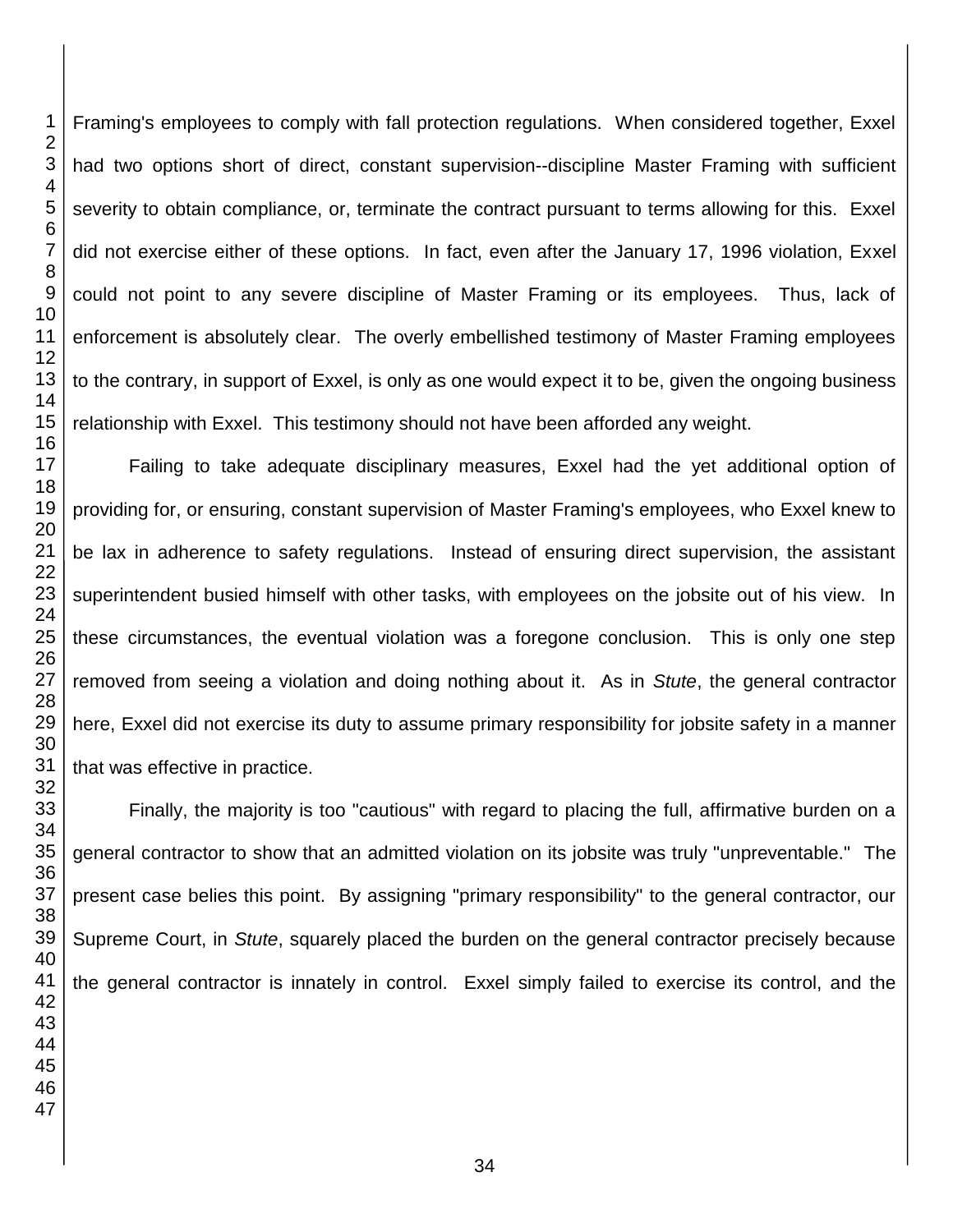Framing's employees to comply with fall protection regulations. When considered together, Exxel had two options short of direct, constant supervision--discipline Master Framing with sufficient severity to obtain compliance, or, terminate the contract pursuant to terms allowing for this. Exxel did not exercise either of these options. In fact, even after the January 17, 1996 violation, Exxel could not point to any severe discipline of Master Framing or its employees. Thus, lack of enforcement is absolutely clear. The overly embellished testimony of Master Framing employees to the contrary, in support of Exxel, is only as one would expect it to be, given the ongoing business relationship with Exxel. This testimony should not have been afforded any weight.

Failing to take adequate disciplinary measures, Exxel had the yet additional option of providing for, or ensuring, constant supervision of Master Framing's employees, who Exxel knew to be lax in adherence to safety regulations. Instead of ensuring direct supervision, the assistant superintendent busied himself with other tasks, with employees on the jobsite out of his view. In these circumstances, the eventual violation was a foregone conclusion. This is only one step removed from seeing a violation and doing nothing about it. As in *Stute*, the general contractor here, Exxel did not exercise its duty to assume primary responsibility for jobsite safety in a manner that was effective in practice.

Finally, the majority is too "cautious" with regard to placing the full, affirmative burden on a general contractor to show that an admitted violation on its jobsite was truly "unpreventable." The present case belies this point. By assigning "primary responsibility" to the general contractor, our Supreme Court, in *Stute*, squarely placed the burden on the general contractor precisely because the general contractor is innately in control. Exxel simply failed to exercise its control, and the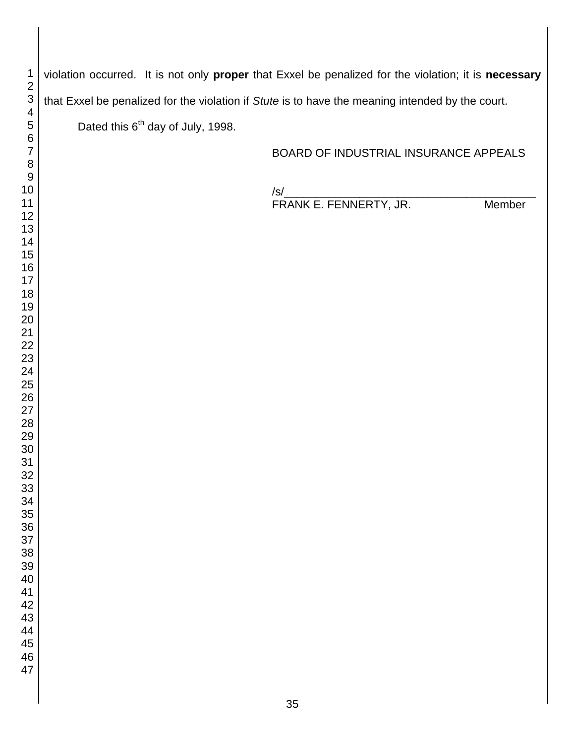violation occurred. It is not only **proper** that Exxel be penalized for the violation; it is **necessary** that Exxel be penalized for the violation if *Stute* is to have the meaning intended by the court.

Dated this 6th day of July, 1998.

BOARD OF INDUSTRIAL INSURANCE APPEALS

/s/_________________________________________
FRANK E. FENNERTY, JR. Member